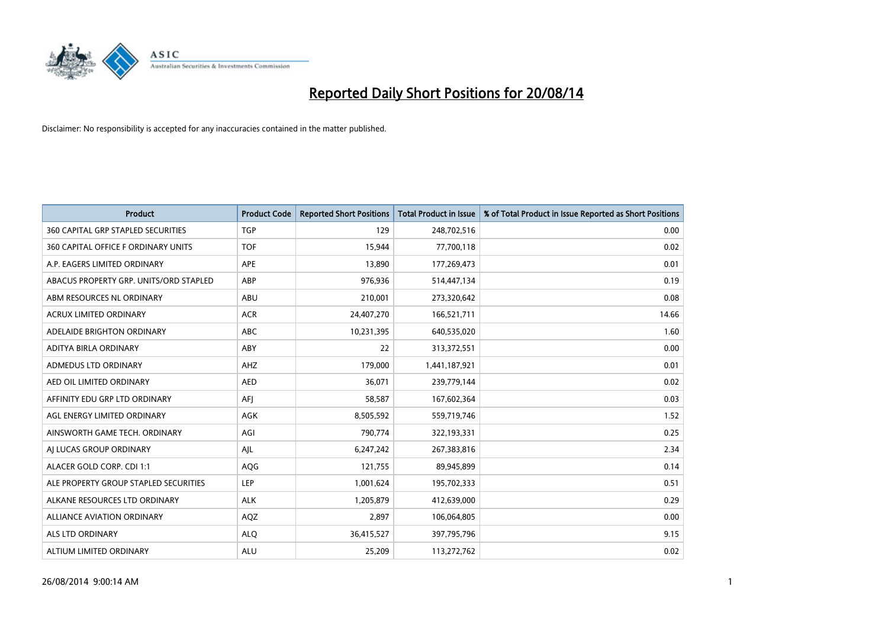# Reported Daily Short Positions for 20/08/14

Disclaimer: No responsibility is accepted for any inaccuracies contained in the matter published.

| Product | Product Code | Reported Short Positions | Total Product in Issue | % of Total Product in Issue Reported as Short Positions |
|---|---|---|---|---|
| 360 CAPITAL GRP STAPLED SECURITIES | TGP | 129 | 248,702,516 | 0.00 |
| 360 CAPITAL OFFICE F ORDINARY UNITS | TOF | 15,944 | 77,700,118 | 0.02 |
| A.P. EAGERS LIMITED ORDINARY | APE | 13,890 | 177,269,473 | 0.01 |
| ABACUS PROPERTY GRP. UNITS/ORD STAPLED | ABP | 976,936 | 514,447,134 | 0.19 |
| ABM RESOURCES NL ORDINARY | ABU | 210,001 | 273,320,642 | 0.08 |
| ACRUX LIMITED ORDINARY | ACR | 24,407,270 | 166,521,711 | 14.66 |
| ADELAIDE BRIGHTON ORDINARY | ABC | 10,231,395 | 640,535,020 | 1.60 |
| ADITYA BIRLA ORDINARY | ABY | 22 | 313,372,551 | 0.00 |
| ADMEDUS LTD ORDINARY | AHZ | 179,000 | 1,441,187,921 | 0.01 |
| AED OIL LIMITED ORDINARY | AED | 36,071 | 239,779,144 | 0.02 |
| AFFINITY EDU GRP LTD ORDINARY | AFJ | 58,587 | 167,602,364 | 0.03 |
| AGL ENERGY LIMITED ORDINARY | AGK | 8,505,592 | 559,719,746 | 1.52 |
| AINSWORTH GAME TECH. ORDINARY | AGI | 790,774 | 322,193,331 | 0.25 |
| AJ LUCAS GROUP ORDINARY | AJL | 6,247,242 | 267,383,816 | 2.34 |
| ALACER GOLD CORP. CDI 1:1 | AQG | 121,755 | 89,945,899 | 0.14 |
| ALE PROPERTY GROUP STAPLED SECURITIES | LEP | 1,001,624 | 195,702,333 | 0.51 |
| ALKANE RESOURCES LTD ORDINARY | ALK | 1,205,879 | 412,639,000 | 0.29 |
| ALLIANCE AVIATION ORDINARY | AQZ | 2,897 | 106,064,805 | 0.00 |
| ALS LTD ORDINARY | ALQ | 36,415,527 | 397,795,796 | 9.15 |
| ALTIUM LIMITED ORDINARY | ALU | 25,209 | 113,272,762 | 0.02 |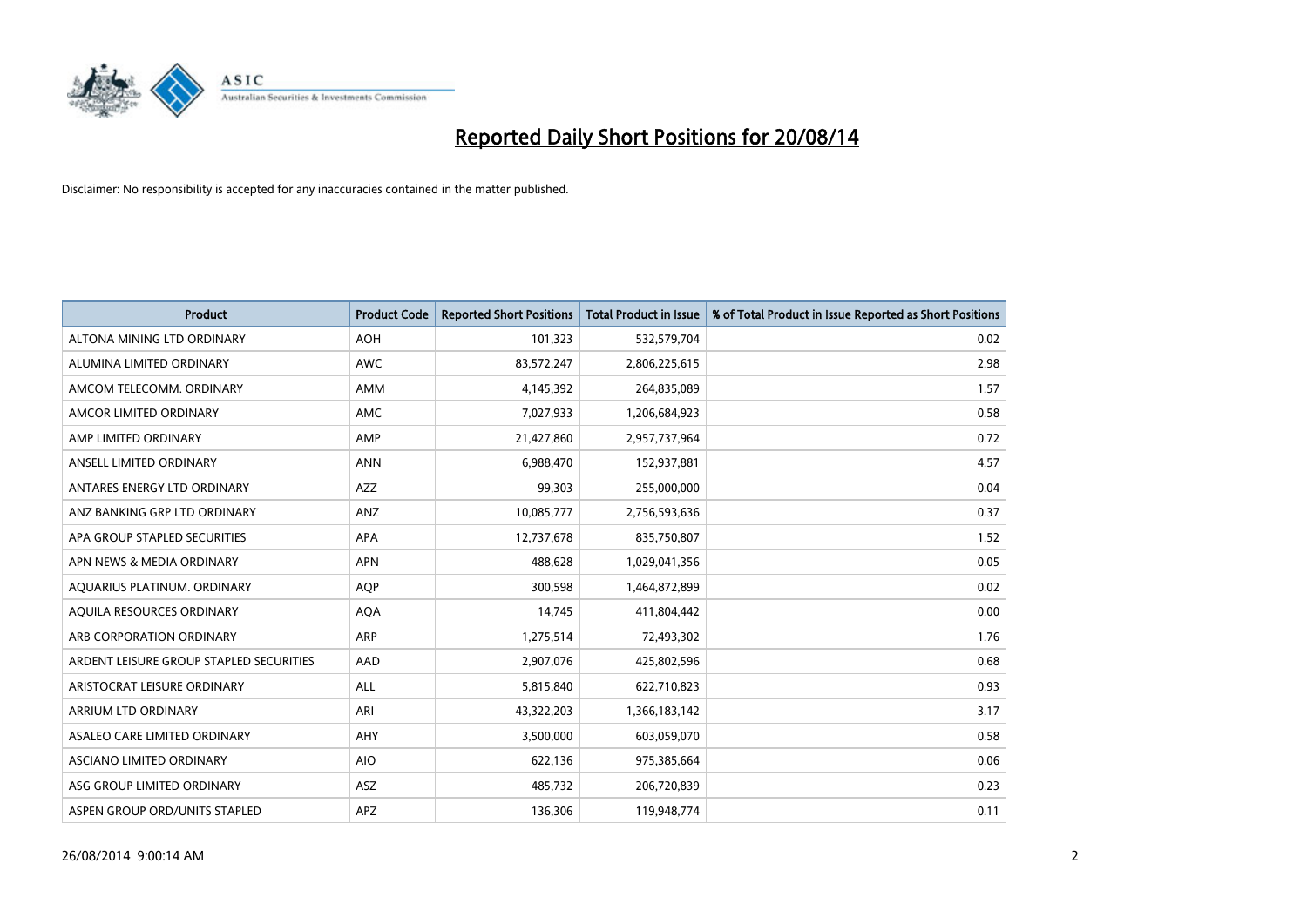# Reported Daily Short Positions for 20/08/14

Disclaimer: No responsibility is accepted for any inaccuracies contained in the matter published.

| Product | Product Code | Reported Short Positions | Total Product in Issue | % of Total Product in Issue Reported as Short Positions |
|---|---|---|---|---|
| ALTONA MINING LTD ORDINARY | AOH | 101,323 | 532,579,704 | 0.02 |
| ALUMINA LIMITED ORDINARY | AWC | 83,572,247 | 2,806,225,615 | 2.98 |
| AMCOM TELECOMM. ORDINARY | AMM | 4,145,392 | 264,835,089 | 1.57 |
| AMCOR LIMITED ORDINARY | AMC | 7,027,933 | 1,206,684,923 | 0.58 |
| AMP LIMITED ORDINARY | AMP | 21,427,860 | 2,957,737,964 | 0.72 |
| ANSELL LIMITED ORDINARY | ANN | 6,988,470 | 152,937,881 | 4.57 |
| ANTARES ENERGY LTD ORDINARY | AZZ | 99,303 | 255,000,000 | 0.04 |
| ANZ BANKING GRP LTD ORDINARY | ANZ | 10,085,777 | 2,756,593,636 | 0.37 |
| APA GROUP STAPLED SECURITIES | APA | 12,737,678 | 835,750,807 | 1.52 |
| APN NEWS & MEDIA ORDINARY | APN | 488,628 | 1,029,041,356 | 0.05 |
| AQUARIUS PLATINUM. ORDINARY | AQP | 300,598 | 1,464,872,899 | 0.02 |
| AQUILA RESOURCES ORDINARY | AQA | 14,745 | 411,804,442 | 0.00 |
| ARB CORPORATION ORDINARY | ARP | 1,275,514 | 72,493,302 | 1.76 |
| ARDENT LEISURE GROUP STAPLED SECURITIES | AAD | 2,907,076 | 425,802,596 | 0.68 |
| ARISTOCRAT LEISURE ORDINARY | ALL | 5,815,840 | 622,710,823 | 0.93 |
| ARRIUM LTD ORDINARY | ARI | 43,322,203 | 1,366,183,142 | 3.17 |
| ASALEO CARE LIMITED ORDINARY | AHY | 3,500,000 | 603,059,070 | 0.58 |
| ASCIANO LIMITED ORDINARY | AIO | 622,136 | 975,385,664 | 0.06 |
| ASG GROUP LIMITED ORDINARY | ASZ | 485,732 | 206,720,839 | 0.23 |
| ASPEN GROUP ORD/UNITS STAPLED | APZ | 136,306 | 119,948,774 | 0.11 |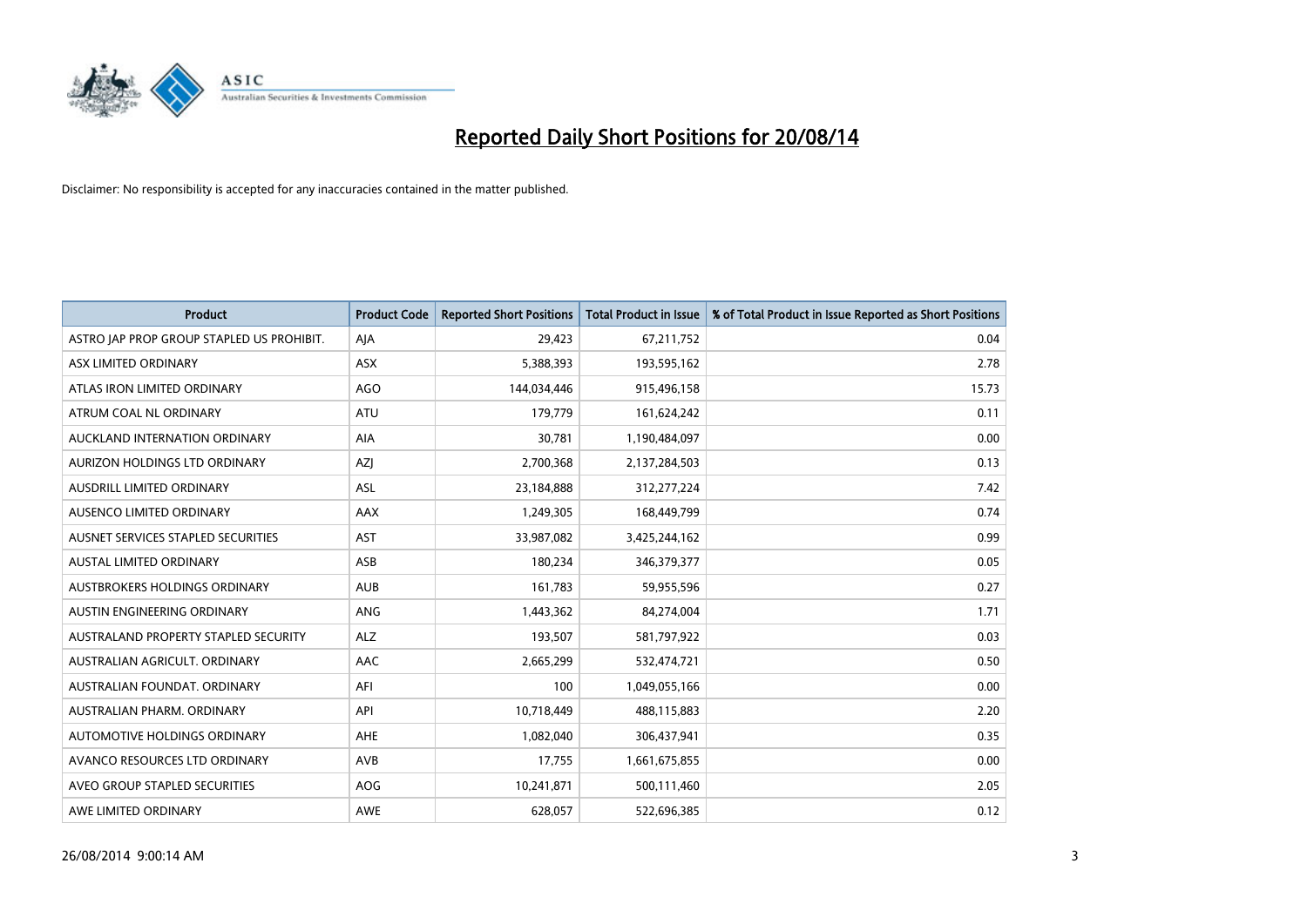# Reported Daily Short Positions for 20/08/14

Disclaimer: No responsibility is accepted for any inaccuracies contained in the matter published.

| Product | Product Code | Reported Short Positions | Total Product in Issue | % of Total Product in Issue Reported as Short Positions |
|---|---|---|---|---|
| ASTRO JAP PROP GROUP STAPLED US PROHIBIT. | AJA | 29,423 | 67,211,752 | 0.04 |
| ASX LIMITED ORDINARY | ASX | 5,388,393 | 193,595,162 | 2.78 |
| ATLAS IRON LIMITED ORDINARY | AGO | 144,034,446 | 915,496,158 | 15.73 |
| ATRUM COAL NL ORDINARY | ATU | 179,779 | 161,624,242 | 0.11 |
| AUCKLAND INTERNATION ORDINARY | AIA | 30,781 | 1,190,484,097 | 0.00 |
| AURIZON HOLDINGS LTD ORDINARY | AZJ | 2,700,368 | 2,137,284,503 | 0.13 |
| AUSDRILL LIMITED ORDINARY | ASL | 23,184,888 | 312,277,224 | 7.42 |
| AUSENCO LIMITED ORDINARY | AAX | 1,249,305 | 168,449,799 | 0.74 |
| AUSNET SERVICES STAPLED SECURITIES | AST | 33,987,082 | 3,425,244,162 | 0.99 |
| AUSTAL LIMITED ORDINARY | ASB | 180,234 | 346,379,377 | 0.05 |
| AUSTBROKERS HOLDINGS ORDINARY | AUB | 161,783 | 59,955,596 | 0.27 |
| AUSTIN ENGINEERING ORDINARY | ANG | 1,443,362 | 84,274,004 | 1.71 |
| AUSTRALAND PROPERTY STAPLED SECURITY | ALZ | 193,507 | 581,797,922 | 0.03 |
| AUSTRALIAN AGRICULT. ORDINARY | AAC | 2,665,299 | 532,474,721 | 0.50 |
| AUSTRALIAN FOUNDAT. ORDINARY | AFI | 100 | 1,049,055,166 | 0.00 |
| AUSTRALIAN PHARM. ORDINARY | API | 10,718,449 | 488,115,883 | 2.20 |
| AUTOMOTIVE HOLDINGS ORDINARY | AHE | 1,082,040 | 306,437,941 | 0.35 |
| AVANCO RESOURCES LTD ORDINARY | AVB | 17,755 | 1,661,675,855 | 0.00 |
| AVEO GROUP STAPLED SECURITIES | AOG | 10,241,871 | 500,111,460 | 2.05 |
| AWE LIMITED ORDINARY | AWE | 628,057 | 522,696,385 | 0.12 |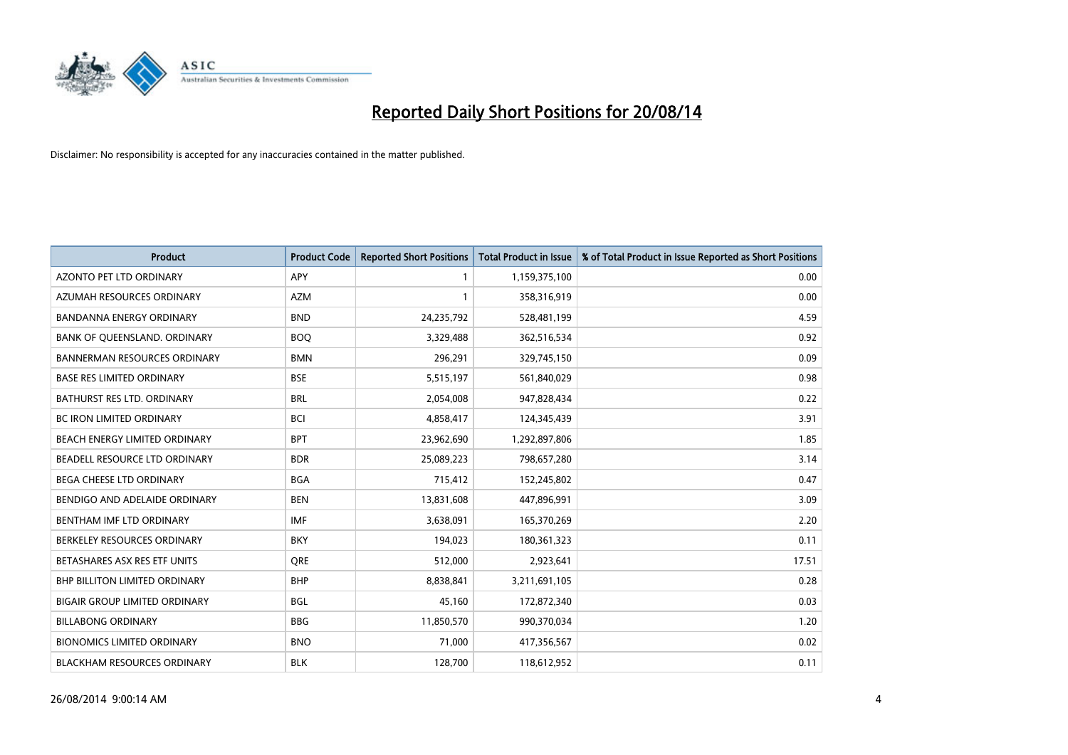# Reported Daily Short Positions for 20/08/14

Disclaimer: No responsibility is accepted for any inaccuracies contained in the matter published.

| Product | Product Code | Reported Short Positions | Total Product in Issue | % of Total Product in Issue Reported as Short Positions |
|---|---|---|---|---|
| AZONTO PET LTD ORDINARY | APY | 1 | 1,159,375,100 | 0.00 |
| AZUMAH RESOURCES ORDINARY | AZM | 1 | 358,316,919 | 0.00 |
| BANDANNA ENERGY ORDINARY | BND | 24,235,792 | 528,481,199 | 4.59 |
| BANK OF QUEENSLAND. ORDINARY | BOQ | 3,329,488 | 362,516,534 | 0.92 |
| BANNERMAN RESOURCES ORDINARY | BMN | 296,291 | 329,745,150 | 0.09 |
| BASE RES LIMITED ORDINARY | BSE | 5,515,197 | 561,840,029 | 0.98 |
| BATHURST RES LTD. ORDINARY | BRL | 2,054,008 | 947,828,434 | 0.22 |
| BC IRON LIMITED ORDINARY | BCI | 4,858,417 | 124,345,439 | 3.91 |
| BEACH ENERGY LIMITED ORDINARY | BPT | 23,962,690 | 1,292,897,806 | 1.85 |
| BEADELL RESOURCE LTD ORDINARY | BDR | 25,089,223 | 798,657,280 | 3.14 |
| BEGA CHEESE LTD ORDINARY | BGA | 715,412 | 152,245,802 | 0.47 |
| BENDIGO AND ADELAIDE ORDINARY | BEN | 13,831,608 | 447,896,991 | 3.09 |
| BENTHAM IMF LTD ORDINARY | IMF | 3,638,091 | 165,370,269 | 2.20 |
| BERKELEY RESOURCES ORDINARY | BKY | 194,023 | 180,361,323 | 0.11 |
| BETASHARES ASX RES ETF UNITS | QRE | 512,000 | 2,923,641 | 17.51 |
| BHP BILLITON LIMITED ORDINARY | BHP | 8,838,841 | 3,211,691,105 | 0.28 |
| BIGAIR GROUP LIMITED ORDINARY | BGL | 45,160 | 172,872,340 | 0.03 |
| BILLABONG ORDINARY | BBG | 11,850,570 | 990,370,034 | 1.20 |
| BIONOMICS LIMITED ORDINARY | BNO | 71,000 | 417,356,567 | 0.02 |
| BLACKHAM RESOURCES ORDINARY | BLK | 128,700 | 118,612,952 | 0.11 |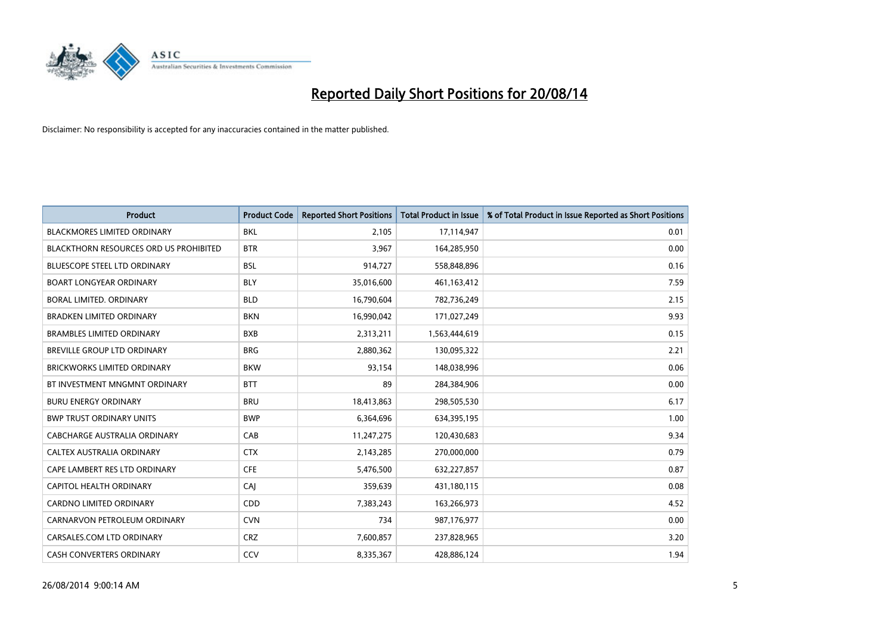# Reported Daily Short Positions for 20/08/14

Disclaimer: No responsibility is accepted for any inaccuracies contained in the matter published.

| Product | Product Code | Reported Short Positions | Total Product in Issue | % of Total Product in Issue Reported as Short Positions |
|---|---|---|---|---|
| BLACKMORES LIMITED ORDINARY | BKL | 2,105 | 17,114,947 | 0.01 |
| BLACKTHORN RESOURCES ORD US PROHIBITED | BTR | 3,967 | 164,285,950 | 0.00 |
| BLUESCOPE STEEL LTD ORDINARY | BSL | 914,727 | 558,848,896 | 0.16 |
| BOART LONGYEAR ORDINARY | BLY | 35,016,600 | 461,163,412 | 7.59 |
| BORAL LIMITED. ORDINARY | BLD | 16,790,604 | 782,736,249 | 2.15 |
| BRADKEN LIMITED ORDINARY | BKN | 16,990,042 | 171,027,249 | 9.93 |
| BRAMBLES LIMITED ORDINARY | BXB | 2,313,211 | 1,563,444,619 | 0.15 |
| BREVILLE GROUP LTD ORDINARY | BRG | 2,880,362 | 130,095,322 | 2.21 |
| BRICKWORKS LIMITED ORDINARY | BKW | 93,154 | 148,038,996 | 0.06 |
| BT INVESTMENT MNGMNT ORDINARY | BTT | 89 | 284,384,906 | 0.00 |
| BURU ENERGY ORDINARY | BRU | 18,413,863 | 298,505,530 | 6.17 |
| BWP TRUST ORDINARY UNITS | BWP | 6,364,696 | 634,395,195 | 1.00 |
| CABCHARGE AUSTRALIA ORDINARY | CAB | 11,247,275 | 120,430,683 | 9.34 |
| CALTEX AUSTRALIA ORDINARY | CTX | 2,143,285 | 270,000,000 | 0.79 |
| CAPE LAMBERT RES LTD ORDINARY | CFE | 5,476,500 | 632,227,857 | 0.87 |
| CAPITOL HEALTH ORDINARY | CAJ | 359,639 | 431,180,115 | 0.08 |
| CARDNO LIMITED ORDINARY | CDD | 7,383,243 | 163,266,973 | 4.52 |
| CARNARVON PETROLEUM ORDINARY | CVN | 734 | 987,176,977 | 0.00 |
| CARSALES.COM LTD ORDINARY | CRZ | 7,600,857 | 237,828,965 | 3.20 |
| CASH CONVERTERS ORDINARY | CCV | 8,335,367 | 428,886,124 | 1.94 |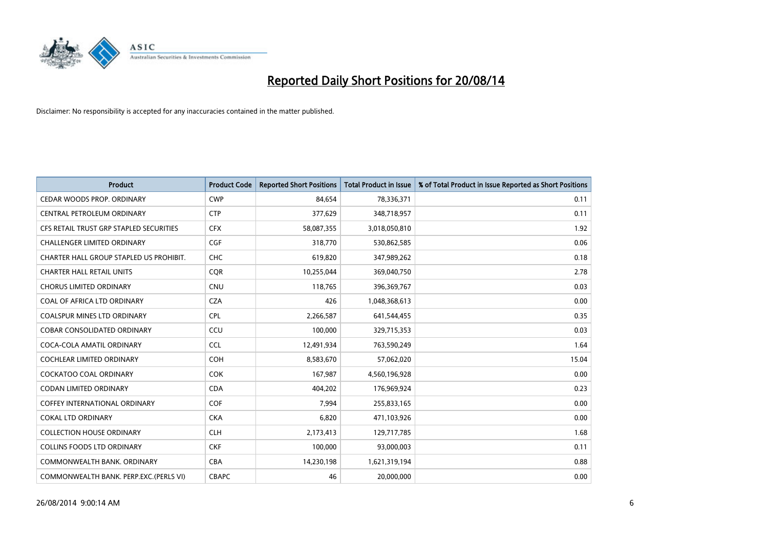# Reported Daily Short Positions for 20/08/14

Disclaimer: No responsibility is accepted for any inaccuracies contained in the matter published.

| Product | Product Code | Reported Short Positions | Total Product in Issue | % of Total Product in Issue Reported as Short Positions |
|---|---|---|---|---|
| CEDAR WOODS PROP. ORDINARY | CWP | 84,654 | 78,336,371 | 0.11 |
| CENTRAL PETROLEUM ORDINARY | CTP | 377,629 | 348,718,957 | 0.11 |
| CFS RETAIL TRUST GRP STAPLED SECURITIES | CFX | 58,087,355 | 3,018,050,810 | 1.92 |
| CHALLENGER LIMITED ORDINARY | CGF | 318,770 | 530,862,585 | 0.06 |
| CHARTER HALL GROUP STAPLED US PROHIBIT. | CHC | 619,820 | 347,989,262 | 0.18 |
| CHARTER HALL RETAIL UNITS | CQR | 10,255,044 | 369,040,750 | 2.78 |
| CHORUS LIMITED ORDINARY | CNU | 118,765 | 396,369,767 | 0.03 |
| COAL OF AFRICA LTD ORDINARY | CZA | 426 | 1,048,368,613 | 0.00 |
| COALSPUR MINES LTD ORDINARY | CPL | 2,266,587 | 641,544,455 | 0.35 |
| COBAR CONSOLIDATED ORDINARY | CCU | 100,000 | 329,715,353 | 0.03 |
| COCA-COLA AMATIL ORDINARY | CCL | 12,491,934 | 763,590,249 | 1.64 |
| COCHLEAR LIMITED ORDINARY | COH | 8,583,670 | 57,062,020 | 15.04 |
| COCKATOO COAL ORDINARY | COK | 167,987 | 4,560,196,928 | 0.00 |
| CODAN LIMITED ORDINARY | CDA | 404,202 | 176,969,924 | 0.23 |
| COFFEY INTERNATIONAL ORDINARY | COF | 7,994 | 255,833,165 | 0.00 |
| COKAL LTD ORDINARY | CKA | 6,820 | 471,103,926 | 0.00 |
| COLLECTION HOUSE ORDINARY | CLH | 2,173,413 | 129,717,785 | 1.68 |
| COLLINS FOODS LTD ORDINARY | CKF | 100,000 | 93,000,003 | 0.11 |
| COMMONWEALTH BANK. ORDINARY | CBA | 14,230,198 | 1,621,319,194 | 0.88 |
| COMMONWEALTH BANK. PERP.EXC.(PERLS VI) | CBAPC | 46 | 20,000,000 | 0.00 |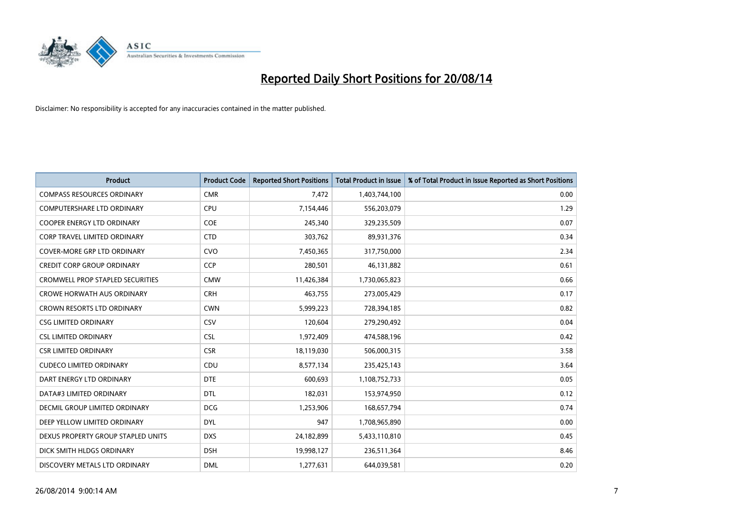# Reported Daily Short Positions for 20/08/14

Disclaimer: No responsibility is accepted for any inaccuracies contained in the matter published.

| Product | Product Code | Reported Short Positions | Total Product in Issue | % of Total Product in Issue Reported as Short Positions |
|---|---|---|---|---|
| COMPASS RESOURCES ORDINARY | CMR | 7,472 | 1,403,744,100 | 0.00 |
| COMPUTERSHARE LTD ORDINARY | CPU | 7,154,446 | 556,203,079 | 1.29 |
| COOPER ENERGY LTD ORDINARY | COE | 245,340 | 329,235,509 | 0.07 |
| CORP TRAVEL LIMITED ORDINARY | CTD | 303,762 | 89,931,376 | 0.34 |
| COVER-MORE GRP LTD ORDINARY | CVO | 7,450,365 | 317,750,000 | 2.34 |
| CREDIT CORP GROUP ORDINARY | CCP | 280,501 | 46,131,882 | 0.61 |
| CROMWELL PROP STAPLED SECURITIES | CMW | 11,426,384 | 1,730,065,823 | 0.66 |
| CROWE HORWATH AUS ORDINARY | CRH | 463,755 | 273,005,429 | 0.17 |
| CROWN RESORTS LTD ORDINARY | CWN | 5,999,223 | 728,394,185 | 0.82 |
| CSG LIMITED ORDINARY | CSV | 120,604 | 279,290,492 | 0.04 |
| CSL LIMITED ORDINARY | CSL | 1,972,409 | 474,588,196 | 0.42 |
| CSR LIMITED ORDINARY | CSR | 18,119,030 | 506,000,315 | 3.58 |
| CUDECO LIMITED ORDINARY | CDU | 8,577,134 | 235,425,143 | 3.64 |
| DART ENERGY LTD ORDINARY | DTE | 600,693 | 1,108,752,733 | 0.05 |
| DATA#3 LIMITED ORDINARY | DTL | 182,031 | 153,974,950 | 0.12 |
| DECMIL GROUP LIMITED ORDINARY | DCG | 1,253,906 | 168,657,794 | 0.74 |
| DEEP YELLOW LIMITED ORDINARY | DYL | 947 | 1,708,965,890 | 0.00 |
| DEXUS PROPERTY GROUP STAPLED UNITS | DXS | 24,182,899 | 5,433,110,810 | 0.45 |
| DICK SMITH HLDGS ORDINARY | DSH | 19,998,127 | 236,511,364 | 8.46 |
| DISCOVERY METALS LTD ORDINARY | DML | 1,277,631 | 644,039,581 | 0.20 |

26/08/2014 9:00:14 AM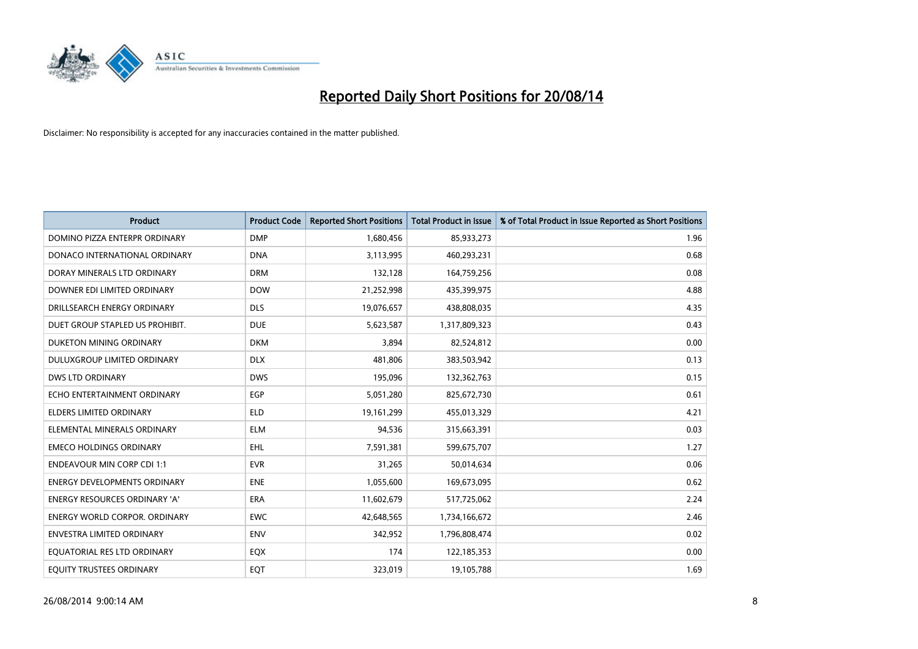# Reported Daily Short Positions for 20/08/14

Disclaimer: No responsibility is accepted for any inaccuracies contained in the matter published.

| Product | Product Code | Reported Short Positions | Total Product in Issue | % of Total Product in Issue Reported as Short Positions |
|---|---|---|---|---|
| DOMINO PIZZA ENTERPR ORDINARY | DMP | 1,680,456 | 85,933,273 | 1.96 |
| DONACO INTERNATIONAL ORDINARY | DNA | 3,113,995 | 460,293,231 | 0.68 |
| DORAY MINERALS LTD ORDINARY | DRM | 132,128 | 164,759,256 | 0.08 |
| DOWNER EDI LIMITED ORDINARY | DOW | 21,252,998 | 435,399,975 | 4.88 |
| DRILLSEARCH ENERGY ORDINARY | DLS | 19,076,657 | 438,808,035 | 4.35 |
| DUET GROUP STAPLED US PROHIBIT. | DUE | 5,623,587 | 1,317,809,323 | 0.43 |
| DUKETON MINING ORDINARY | DKM | 3,894 | 82,524,812 | 0.00 |
| DULUXGROUP LIMITED ORDINARY | DLX | 481,806 | 383,503,942 | 0.13 |
| DWS LTD ORDINARY | DWS | 195,096 | 132,362,763 | 0.15 |
| ECHO ENTERTAINMENT ORDINARY | EGP | 5,051,280 | 825,672,730 | 0.61 |
| ELDERS LIMITED ORDINARY | ELD | 19,161,299 | 455,013,329 | 4.21 |
| ELEMENTAL MINERALS ORDINARY | ELM | 94,536 | 315,663,391 | 0.03 |
| EMECO HOLDINGS ORDINARY | EHL | 7,591,381 | 599,675,707 | 1.27 |
| ENDEAVOUR MIN CORP CDI 1:1 | EVR | 31,265 | 50,014,634 | 0.06 |
| ENERGY DEVELOPMENTS ORDINARY | ENE | 1,055,600 | 169,673,095 | 0.62 |
| ENERGY RESOURCES ORDINARY 'A' | ERA | 11,602,679 | 517,725,062 | 2.24 |
| ENERGY WORLD CORPOR. ORDINARY | EWC | 42,648,565 | 1,734,166,672 | 2.46 |
| ENVESTRA LIMITED ORDINARY | ENV | 342,952 | 1,796,808,474 | 0.02 |
| EQUATORIAL RES LTD ORDINARY | EQX | 174 | 122,185,353 | 0.00 |
| EQUITY TRUSTEES ORDINARY | EQT | 323,019 | 19,105,788 | 1.69 |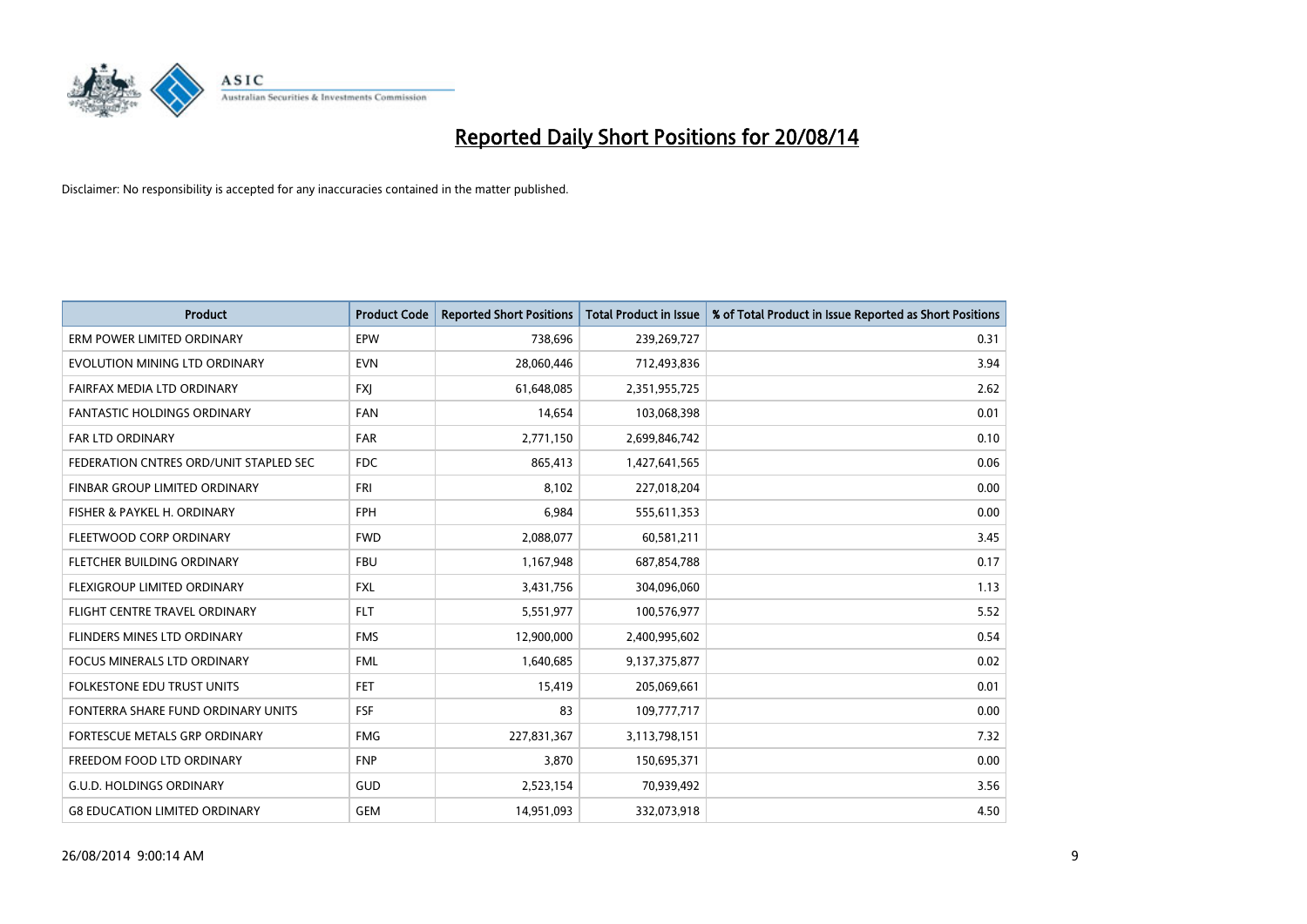# Reported Daily Short Positions for 20/08/14

Disclaimer: No responsibility is accepted for any inaccuracies contained in the matter published.

| Product | Product Code | Reported Short Positions | Total Product in Issue | % of Total Product in Issue Reported as Short Positions |
|---|---|---|---|---|
| ERM POWER LIMITED ORDINARY | EPW | 738,696 | 239,269,727 | 0.31 |
| EVOLUTION MINING LTD ORDINARY | EVN | 28,060,446 | 712,493,836 | 3.94 |
| FAIRFAX MEDIA LTD ORDINARY | FXJ | 61,648,085 | 2,351,955,725 | 2.62 |
| FANTASTIC HOLDINGS ORDINARY | FAN | 14,654 | 103,068,398 | 0.01 |
| FAR LTD ORDINARY | FAR | 2,771,150 | 2,699,846,742 | 0.10 |
| FEDERATION CNTRES ORD/UNIT STAPLED SEC | FDC | 865,413 | 1,427,641,565 | 0.06 |
| FINBAR GROUP LIMITED ORDINARY | FRI | 8,102 | 227,018,204 | 0.00 |
| FISHER & PAYKEL H. ORDINARY | FPH | 6,984 | 555,611,353 | 0.00 |
| FLEETWOOD CORP ORDINARY | FWD | 2,088,077 | 60,581,211 | 3.45 |
| FLETCHER BUILDING ORDINARY | FBU | 1,167,948 | 687,854,788 | 0.17 |
| FLEXIGROUP LIMITED ORDINARY | FXL | 3,431,756 | 304,096,060 | 1.13 |
| FLIGHT CENTRE TRAVEL ORDINARY | FLT | 5,551,977 | 100,576,977 | 5.52 |
| FLINDERS MINES LTD ORDINARY | FMS | 12,900,000 | 2,400,995,602 | 0.54 |
| FOCUS MINERALS LTD ORDINARY | FML | 1,640,685 | 9,137,375,877 | 0.02 |
| FOLKESTONE EDU TRUST UNITS | FET | 15,419 | 205,069,661 | 0.01 |
| FONTERRA SHARE FUND ORDINARY UNITS | FSF | 83 | 109,777,717 | 0.00 |
| FORTESCUE METALS GRP ORDINARY | FMG | 227,831,367 | 3,113,798,151 | 7.32 |
| FREEDOM FOOD LTD ORDINARY | FNP | 3,870 | 150,695,371 | 0.00 |
| G.U.D. HOLDINGS ORDINARY | GUD | 2,523,154 | 70,939,492 | 3.56 |
| G8 EDUCATION LIMITED ORDINARY | GEM | 14,951,093 | 332,073,918 | 4.50 |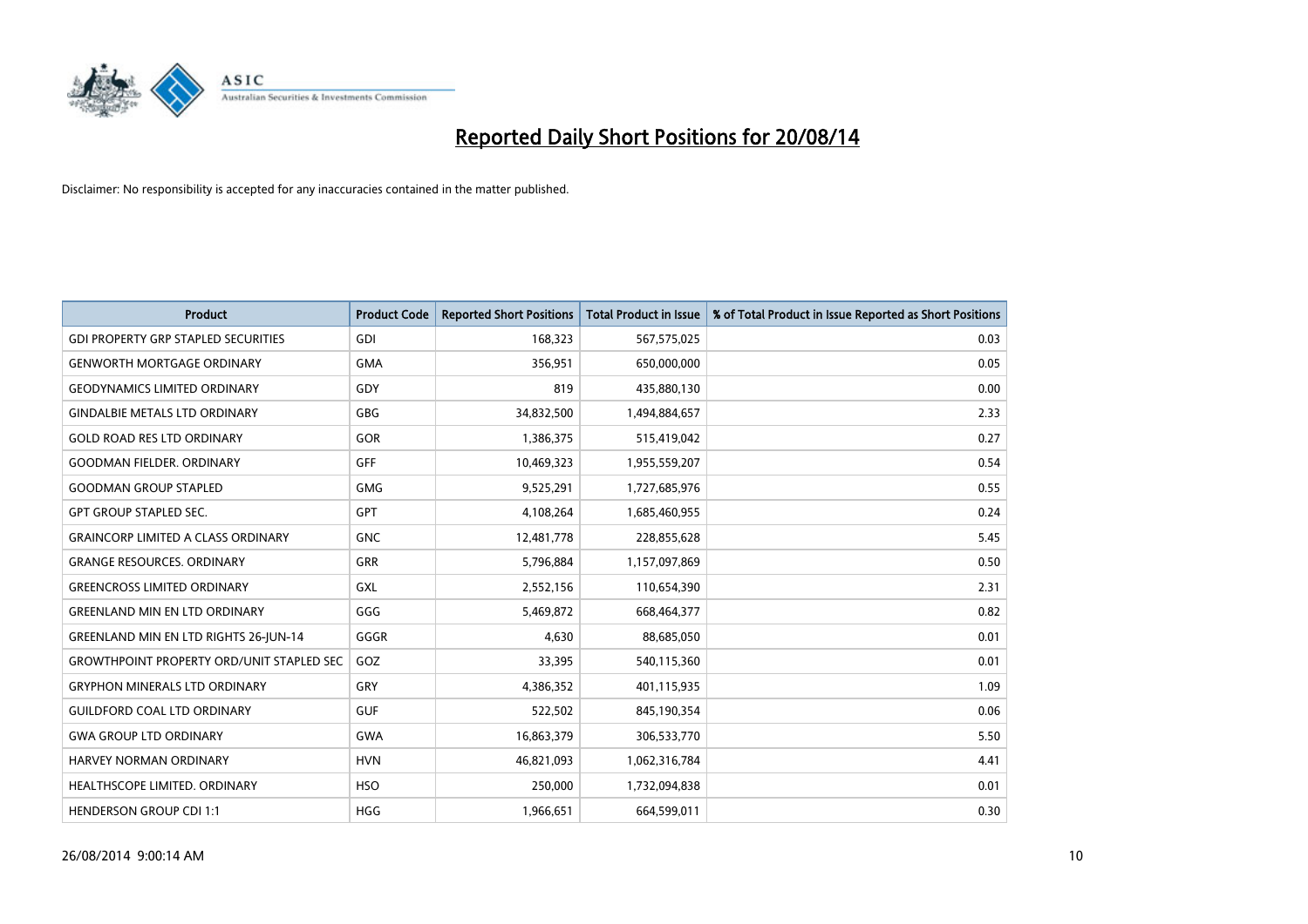# Reported Daily Short Positions for 20/08/14

Disclaimer: No responsibility is accepted for any inaccuracies contained in the matter published.

| Product | Product Code | Reported Short Positions | Total Product in Issue | % of Total Product in Issue Reported as Short Positions |
|---|---|---|---|---|
| GDI PROPERTY GRP STAPLED SECURITIES | GDI | 168,323 | 567,575,025 | 0.03 |
| GENWORTH MORTGAGE ORDINARY | GMA | 356,951 | 650,000,000 | 0.05 |
| GEODYNAMICS LIMITED ORDINARY | GDY | 819 | 435,880,130 | 0.00 |
| GINDALBIE METALS LTD ORDINARY | GBG | 34,832,500 | 1,494,884,657 | 2.33 |
| GOLD ROAD RES LTD ORDINARY | GOR | 1,386,375 | 515,419,042 | 0.27 |
| GOODMAN FIELDER. ORDINARY | GFF | 10,469,323 | 1,955,559,207 | 0.54 |
| GOODMAN GROUP STAPLED | GMG | 9,525,291 | 1,727,685,976 | 0.55 |
| GPT GROUP STAPLED SEC. | GPT | 4,108,264 | 1,685,460,955 | 0.24 |
| GRAINCORP LIMITED A CLASS ORDINARY | GNC | 12,481,778 | 228,855,628 | 5.45 |
| GRANGE RESOURCES. ORDINARY | GRR | 5,796,884 | 1,157,097,869 | 0.50 |
| GREENCROSS LIMITED ORDINARY | GXL | 2,552,156 | 110,654,390 | 2.31 |
| GREENLAND MIN EN LTD ORDINARY | GGG | 5,469,872 | 668,464,377 | 0.82 |
| GREENLAND MIN EN LTD RIGHTS 26-JUN-14 | GGGR | 4,630 | 88,685,050 | 0.01 |
| GROWTHPOINT PROPERTY ORD/UNIT STAPLED SEC | GOZ | 33,395 | 540,115,360 | 0.01 |
| GRYPHON MINERALS LTD ORDINARY | GRY | 4,386,352 | 401,115,935 | 1.09 |
| GUILDFORD COAL LTD ORDINARY | GUF | 522,502 | 845,190,354 | 0.06 |
| GWA GROUP LTD ORDINARY | GWA | 16,863,379 | 306,533,770 | 5.50 |
| HARVEY NORMAN ORDINARY | HVN | 46,821,093 | 1,062,316,784 | 4.41 |
| HEALTHSCOPE LIMITED. ORDINARY | HSO | 250,000 | 1,732,094,838 | 0.01 |
| HENDERSON GROUP CDI 1:1 | HGG | 1,966,651 | 664,599,011 | 0.30 |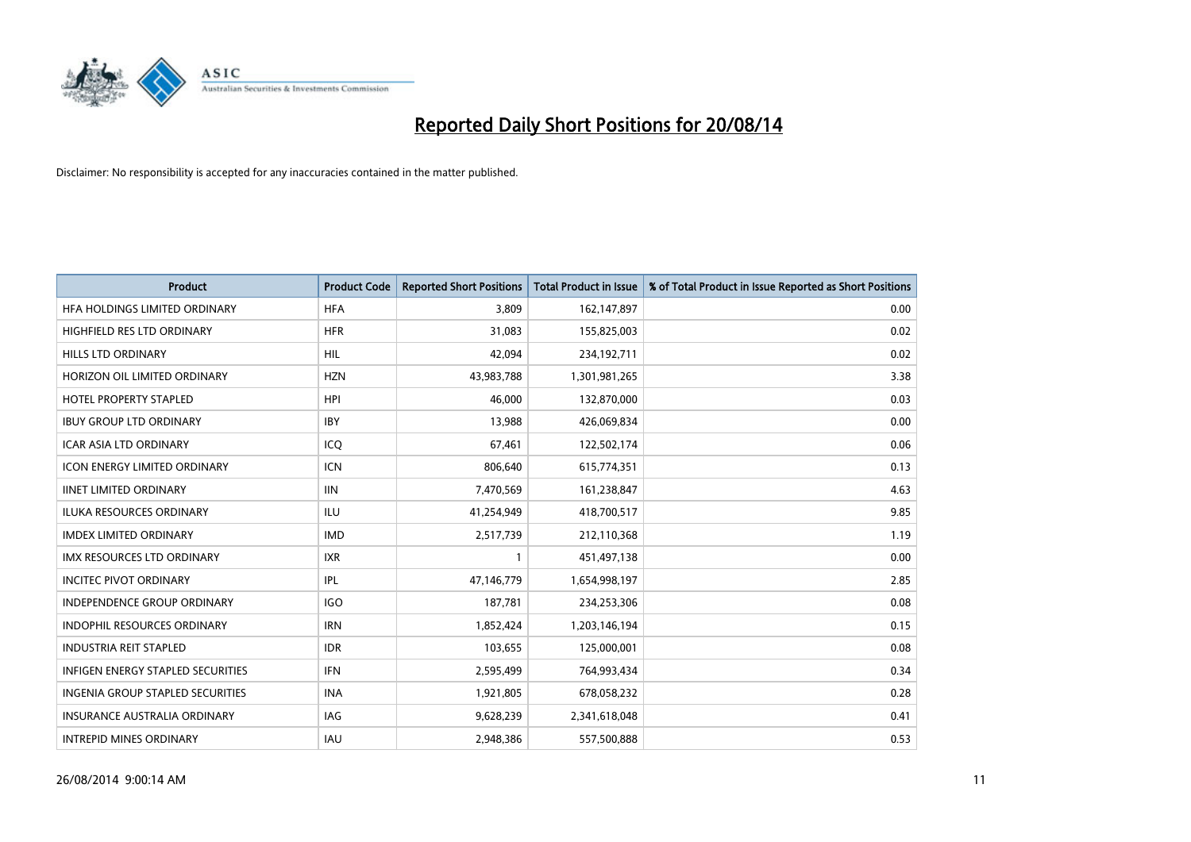# Reported Daily Short Positions for 20/08/14

Disclaimer: No responsibility is accepted for any inaccuracies contained in the matter published.

| Product | Product Code | Reported Short Positions | Total Product in Issue | % of Total Product in Issue Reported as Short Positions |
|---|---|---|---|---|
| HFA HOLDINGS LIMITED ORDINARY | HFA | 3,809 | 162,147,897 | 0.00 |
| HIGHFIELD RES LTD ORDINARY | HFR | 31,083 | 155,825,003 | 0.02 |
| HILLS LTD ORDINARY | HIL | 42,094 | 234,192,711 | 0.02 |
| HORIZON OIL LIMITED ORDINARY | HZN | 43,983,788 | 1,301,981,265 | 3.38 |
| HOTEL PROPERTY STAPLED | HPI | 46,000 | 132,870,000 | 0.03 |
| IBUY GROUP LTD ORDINARY | IBY | 13,988 | 426,069,834 | 0.00 |
| ICAR ASIA LTD ORDINARY | ICQ | 67,461 | 122,502,174 | 0.06 |
| ICON ENERGY LIMITED ORDINARY | ICN | 806,640 | 615,774,351 | 0.13 |
| IINET LIMITED ORDINARY | IIN | 7,470,569 | 161,238,847 | 4.63 |
| ILUKA RESOURCES ORDINARY | ILU | 41,254,949 | 418,700,517 | 9.85 |
| IMDEX LIMITED ORDINARY | IMD | 2,517,739 | 212,110,368 | 1.19 |
| IMX RESOURCES LTD ORDINARY | IXR | 1 | 451,497,138 | 0.00 |
| INCITEC PIVOT ORDINARY | IPL | 47,146,779 | 1,654,998,197 | 2.85 |
| INDEPENDENCE GROUP ORDINARY | IGO | 187,781 | 234,253,306 | 0.08 |
| INDOPHIL RESOURCES ORDINARY | IRN | 1,852,424 | 1,203,146,194 | 0.15 |
| INDUSTRIA REIT STAPLED | IDR | 103,655 | 125,000,001 | 0.08 |
| INFIGEN ENERGY STAPLED SECURITIES | IFN | 2,595,499 | 764,993,434 | 0.34 |
| INGENIA GROUP STAPLED SECURITIES | INA | 1,921,805 | 678,058,232 | 0.28 |
| INSURANCE AUSTRALIA ORDINARY | IAG | 9,628,239 | 2,341,618,048 | 0.41 |
| INTREPID MINES ORDINARY | IAU | 2,948,386 | 557,500,888 | 0.53 |

26/08/2014 9:00:14 AM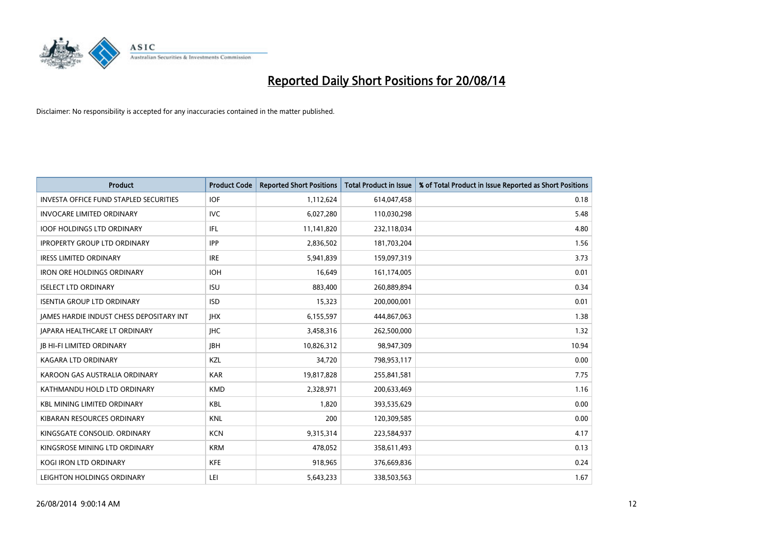# Reported Daily Short Positions for 20/08/14

Disclaimer: No responsibility is accepted for any inaccuracies contained in the matter published.

| Product | Product Code | Reported Short Positions | Total Product in Issue | % of Total Product in Issue Reported as Short Positions |
|---|---|---|---|---|
| INVESTA OFFICE FUND STAPLED SECURITIES | IOF | 1,112,624 | 614,047,458 | 0.18 |
| INVOCARE LIMITED ORDINARY | IVC | 6,027,280 | 110,030,298 | 5.48 |
| IOOF HOLDINGS LTD ORDINARY | IFL | 11,141,820 | 232,118,034 | 4.80 |
| IPROPERTY GROUP LTD ORDINARY | IPP | 2,836,502 | 181,703,204 | 1.56 |
| IRESS LIMITED ORDINARY | IRE | 5,941,839 | 159,097,319 | 3.73 |
| IRON ORE HOLDINGS ORDINARY | IOH | 16,649 | 161,174,005 | 0.01 |
| ISELECT LTD ORDINARY | ISU | 883,400 | 260,889,894 | 0.34 |
| ISENTIA GROUP LTD ORDINARY | ISD | 15,323 | 200,000,001 | 0.01 |
| JAMES HARDIE INDUST CHESS DEPOSITARY INT | JHX | 6,155,597 | 444,867,063 | 1.38 |
| JAPARA HEALTHCARE LT ORDINARY | JHC | 3,458,316 | 262,500,000 | 1.32 |
| JB HI-FI LIMITED ORDINARY | JBH | 10,826,312 | 98,947,309 | 10.94 |
| KAGARA LTD ORDINARY | KZL | 34,720 | 798,953,117 | 0.00 |
| KAROON GAS AUSTRALIA ORDINARY | KAR | 19,817,828 | 255,841,581 | 7.75 |
| KATHMANDU HOLD LTD ORDINARY | KMD | 2,328,971 | 200,633,469 | 1.16 |
| KBL MINING LIMITED ORDINARY | KBL | 1,820 | 393,535,629 | 0.00 |
| KIBARAN RESOURCES ORDINARY | KNL | 200 | 120,309,585 | 0.00 |
| KINGSGATE CONSOLID. ORDINARY | KCN | 9,315,314 | 223,584,937 | 4.17 |
| KINGSROSE MINING LTD ORDINARY | KRM | 478,052 | 358,611,493 | 0.13 |
| KOGI IRON LTD ORDINARY | KFE | 918,965 | 376,669,836 | 0.24 |
| LEIGHTON HOLDINGS ORDINARY | LEI | 5,643,233 | 338,503,563 | 1.67 |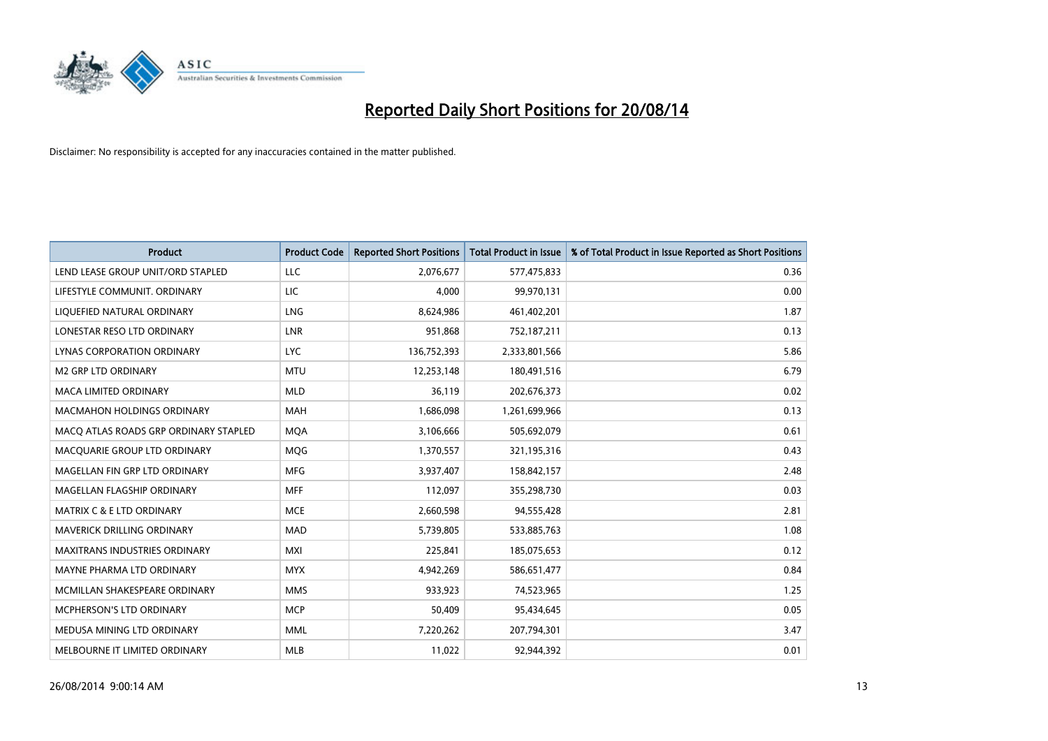# Reported Daily Short Positions for 20/08/14

Disclaimer: No responsibility is accepted for any inaccuracies contained in the matter published.

| Product | Product Code | Reported Short Positions | Total Product in Issue | % of Total Product in Issue Reported as Short Positions |
|---|---|---|---|---|
| LEND LEASE GROUP UNIT/ORD STAPLED | LLC | 2,076,677 | 577,475,833 | 0.36 |
| LIFESTYLE COMMUNIT. ORDINARY | LIC | 4,000 | 99,970,131 | 0.00 |
| LIQUEFIED NATURAL ORDINARY | LNG | 8,624,986 | 461,402,201 | 1.87 |
| LONESTAR RESO LTD ORDINARY | LNR | 951,868 | 752,187,211 | 0.13 |
| LYNAS CORPORATION ORDINARY | LYC | 136,752,393 | 2,333,801,566 | 5.86 |
| M2 GRP LTD ORDINARY | MTU | 12,253,148 | 180,491,516 | 6.79 |
| MACA LIMITED ORDINARY | MLD | 36,119 | 202,676,373 | 0.02 |
| MACMAHON HOLDINGS ORDINARY | MAH | 1,686,098 | 1,261,699,966 | 0.13 |
| MACQ ATLAS ROADS GRP ORDINARY STAPLED | MQA | 3,106,666 | 505,692,079 | 0.61 |
| MACQUARIE GROUP LTD ORDINARY | MQG | 1,370,557 | 321,195,316 | 0.43 |
| MAGELLAN FIN GRP LTD ORDINARY | MFG | 3,937,407 | 158,842,157 | 2.48 |
| MAGELLAN FLAGSHIP ORDINARY | MFF | 112,097 | 355,298,730 | 0.03 |
| MATRIX C & E LTD ORDINARY | MCE | 2,660,598 | 94,555,428 | 2.81 |
| MAVERICK DRILLING ORDINARY | MAD | 5,739,805 | 533,885,763 | 1.08 |
| MAXITRANS INDUSTRIES ORDINARY | MXI | 225,841 | 185,075,653 | 0.12 |
| MAYNE PHARMA LTD ORDINARY | MYX | 4,942,269 | 586,651,477 | 0.84 |
| MCMILLAN SHAKESPEARE ORDINARY | MMS | 933,923 | 74,523,965 | 1.25 |
| MCPHERSON'S LTD ORDINARY | MCP | 50,409 | 95,434,645 | 0.05 |
| MEDUSA MINING LTD ORDINARY | MML | 7,220,262 | 207,794,301 | 3.47 |
| MELBOURNE IT LIMITED ORDINARY | MLB | 11,022 | 92,944,392 | 0.01 |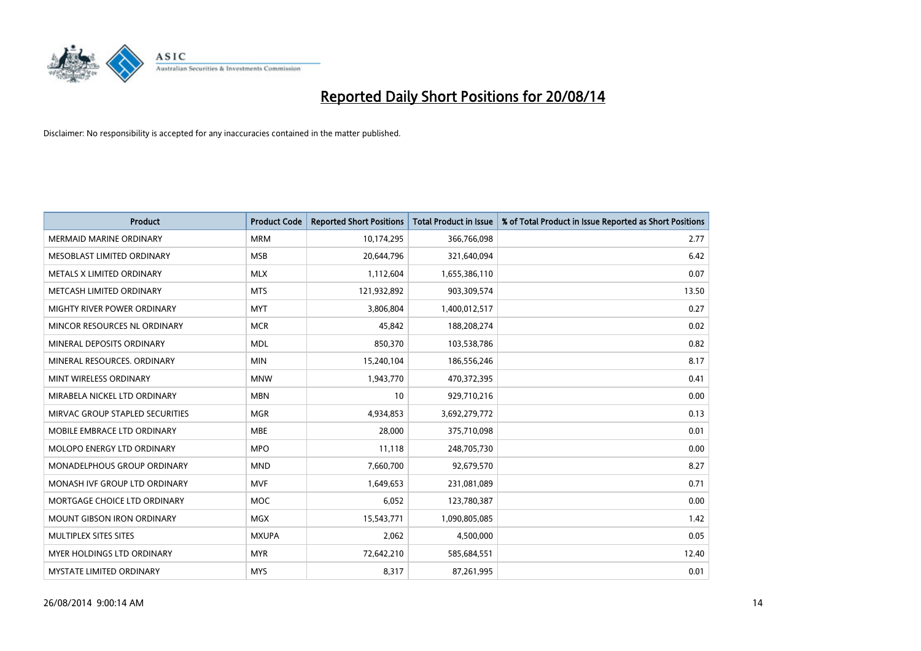# Reported Daily Short Positions for 20/08/14

Disclaimer: No responsibility is accepted for any inaccuracies contained in the matter published.

| Product | Product Code | Reported Short Positions | Total Product in Issue | % of Total Product in Issue Reported as Short Positions |
|---|---|---|---|---|
| MERMAID MARINE ORDINARY | MRM | 10,174,295 | 366,766,098 | 2.77 |
| MESOBLAST LIMITED ORDINARY | MSB | 20,644,796 | 321,640,094 | 6.42 |
| METALS X LIMITED ORDINARY | MLX | 1,112,604 | 1,655,386,110 | 0.07 |
| METCASH LIMITED ORDINARY | MTS | 121,932,892 | 903,309,574 | 13.50 |
| MIGHTY RIVER POWER ORDINARY | MYT | 3,806,804 | 1,400,012,517 | 0.27 |
| MINCOR RESOURCES NL ORDINARY | MCR | 45,842 | 188,208,274 | 0.02 |
| MINERAL DEPOSITS ORDINARY | MDL | 850,370 | 103,538,786 | 0.82 |
| MINERAL RESOURCES. ORDINARY | MIN | 15,240,104 | 186,556,246 | 8.17 |
| MINT WIRELESS ORDINARY | MNW | 1,943,770 | 470,372,395 | 0.41 |
| MIRABELA NICKEL LTD ORDINARY | MBN | 10 | 929,710,216 | 0.00 |
| MIRVAC GROUP STAPLED SECURITIES | MGR | 4,934,853 | 3,692,279,772 | 0.13 |
| MOBILE EMBRACE LTD ORDINARY | MBE | 28,000 | 375,710,098 | 0.01 |
| MOLOPO ENERGY LTD ORDINARY | MPO | 11,118 | 248,705,730 | 0.00 |
| MONADELPHOUS GROUP ORDINARY | MND | 7,660,700 | 92,679,570 | 8.27 |
| MONASH IVF GROUP LTD ORDINARY | MVF | 1,649,653 | 231,081,089 | 0.71 |
| MORTGAGE CHOICE LTD ORDINARY | MOC | 6,052 | 123,780,387 | 0.00 |
| MOUNT GIBSON IRON ORDINARY | MGX | 15,543,771 | 1,090,805,085 | 1.42 |
| MULTIPLEX SITES SITES | MXUPA | 2,062 | 4,500,000 | 0.05 |
| MYER HOLDINGS LTD ORDINARY | MYR | 72,642,210 | 585,684,551 | 12.40 |
| MYSTATE LIMITED ORDINARY | MYS | 8,317 | 87,261,995 | 0.01 |

26/08/2014 9:00:14 AM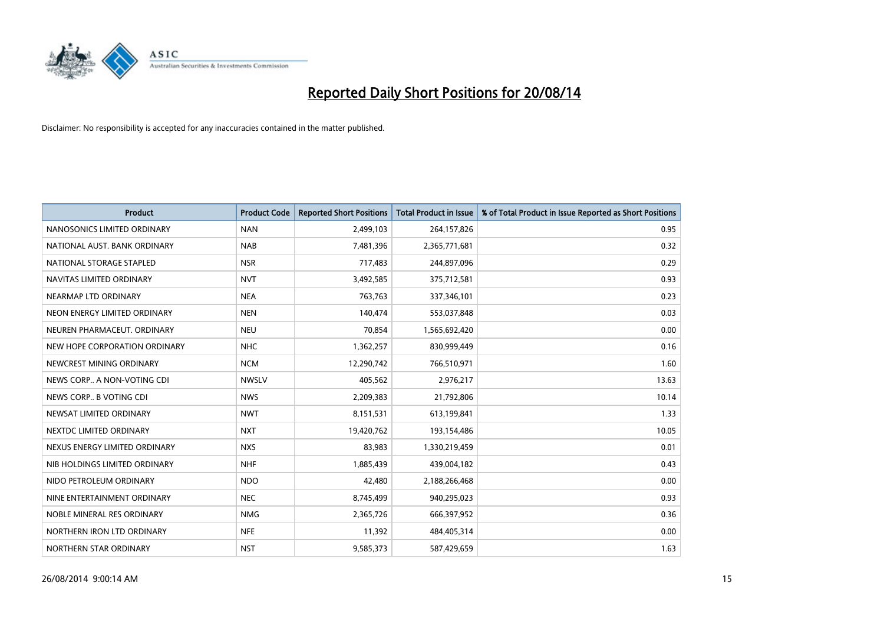# Reported Daily Short Positions for 20/08/14

Disclaimer: No responsibility is accepted for any inaccuracies contained in the matter published.

| Product | Product Code | Reported Short Positions | Total Product in Issue | % of Total Product in Issue Reported as Short Positions |
|---|---|---|---|---|
| NANOSONICS LIMITED ORDINARY | NAN | 2,499,103 | 264,157,826 | 0.95 |
| NATIONAL AUST. BANK ORDINARY | NAB | 7,481,396 | 2,365,771,681 | 0.32 |
| NATIONAL STORAGE STAPLED | NSR | 717,483 | 244,897,096 | 0.29 |
| NAVITAS LIMITED ORDINARY | NVT | 3,492,585 | 375,712,581 | 0.93 |
| NEARMAP LTD ORDINARY | NEA | 763,763 | 337,346,101 | 0.23 |
| NEON ENERGY LIMITED ORDINARY | NEN | 140,474 | 553,037,848 | 0.03 |
| NEUREN PHARMACEUT. ORDINARY | NEU | 70,854 | 1,565,692,420 | 0.00 |
| NEW HOPE CORPORATION ORDINARY | NHC | 1,362,257 | 830,999,449 | 0.16 |
| NEWCREST MINING ORDINARY | NCM | 12,290,742 | 766,510,971 | 1.60 |
| NEWS CORP.. A NON-VOTING CDI | NWSLV | 405,562 | 2,976,217 | 13.63 |
| NEWS CORP.. B VOTING CDI | NWS | 2,209,383 | 21,792,806 | 10.14 |
| NEWSAT LIMITED ORDINARY | NWT | 8,151,531 | 613,199,841 | 1.33 |
| NEXTDC LIMITED ORDINARY | NXT | 19,420,762 | 193,154,486 | 10.05 |
| NEXUS ENERGY LIMITED ORDINARY | NXS | 83,983 | 1,330,219,459 | 0.01 |
| NIB HOLDINGS LIMITED ORDINARY | NHF | 1,885,439 | 439,004,182 | 0.43 |
| NIDO PETROLEUM ORDINARY | NDO | 42,480 | 2,188,266,468 | 0.00 |
| NINE ENTERTAINMENT ORDINARY | NEC | 8,745,499 | 940,295,023 | 0.93 |
| NOBLE MINERAL RES ORDINARY | NMG | 2,365,726 | 666,397,952 | 0.36 |
| NORTHERN IRON LTD ORDINARY | NFE | 11,392 | 484,405,314 | 0.00 |
| NORTHERN STAR ORDINARY | NST | 9,585,373 | 587,429,659 | 1.63 |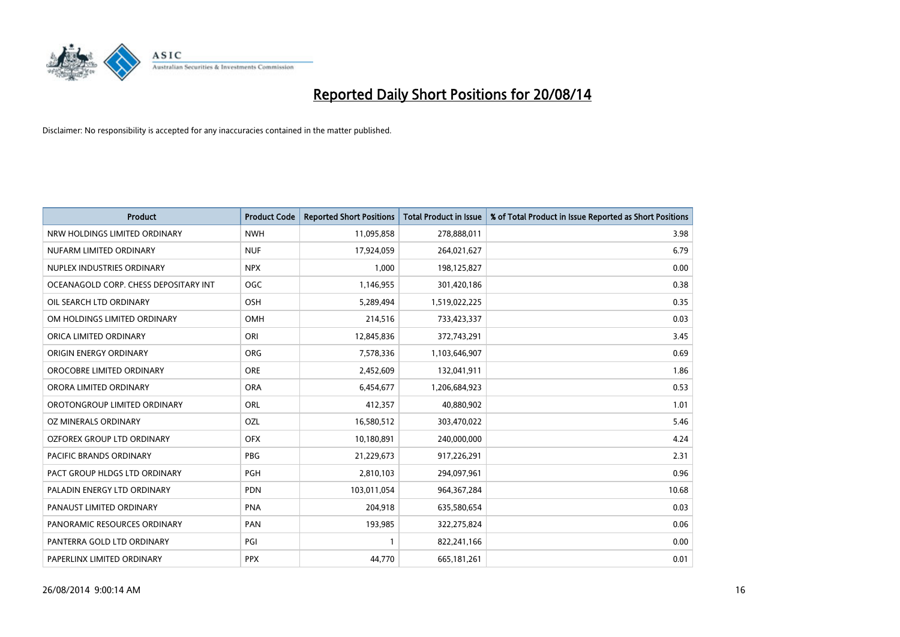# Reported Daily Short Positions for 20/08/14

Disclaimer: No responsibility is accepted for any inaccuracies contained in the matter published.

| Product | Product Code | Reported Short Positions | Total Product in Issue | % of Total Product in Issue Reported as Short Positions |
|---|---|---|---|---|
| NRW HOLDINGS LIMITED ORDINARY | NWH | 11,095,858 | 278,888,011 | 3.98 |
| NUFARM LIMITED ORDINARY | NUF | 17,924,059 | 264,021,627 | 6.79 |
| NUPLEX INDUSTRIES ORDINARY | NPX | 1,000 | 198,125,827 | 0.00 |
| OCEANAGOLD CORP. CHESS DEPOSITARY INT | OGC | 1,146,955 | 301,420,186 | 0.38 |
| OIL SEARCH LTD ORDINARY | OSH | 5,289,494 | 1,519,022,225 | 0.35 |
| OM HOLDINGS LIMITED ORDINARY | OMH | 214,516 | 733,423,337 | 0.03 |
| ORICA LIMITED ORDINARY | ORI | 12,845,836 | 372,743,291 | 3.45 |
| ORIGIN ENERGY ORDINARY | ORG | 7,578,336 | 1,103,646,907 | 0.69 |
| OROCOBRE LIMITED ORDINARY | ORE | 2,452,609 | 132,041,911 | 1.86 |
| ORORA LIMITED ORDINARY | ORA | 6,454,677 | 1,206,684,923 | 0.53 |
| OROTONGROUP LIMITED ORDINARY | ORL | 412,357 | 40,880,902 | 1.01 |
| OZ MINERALS ORDINARY | OZL | 16,580,512 | 303,470,022 | 5.46 |
| OZFOREX GROUP LTD ORDINARY | OFX | 10,180,891 | 240,000,000 | 4.24 |
| PACIFIC BRANDS ORDINARY | PBG | 21,229,673 | 917,226,291 | 2.31 |
| PACT GROUP HLDGS LTD ORDINARY | PGH | 2,810,103 | 294,097,961 | 0.96 |
| PALADIN ENERGY LTD ORDINARY | PDN | 103,011,054 | 964,367,284 | 10.68 |
| PANAUST LIMITED ORDINARY | PNA | 204,918 | 635,580,654 | 0.03 |
| PANORAMIC RESOURCES ORDINARY | PAN | 193,985 | 322,275,824 | 0.06 |
| PANTERRA GOLD LTD ORDINARY | PGI | 1 | 822,241,166 | 0.00 |
| PAPERLINX LIMITED ORDINARY | PPX | 44,770 | 665,181,261 | 0.01 |

26/08/2014 9:00:14 AM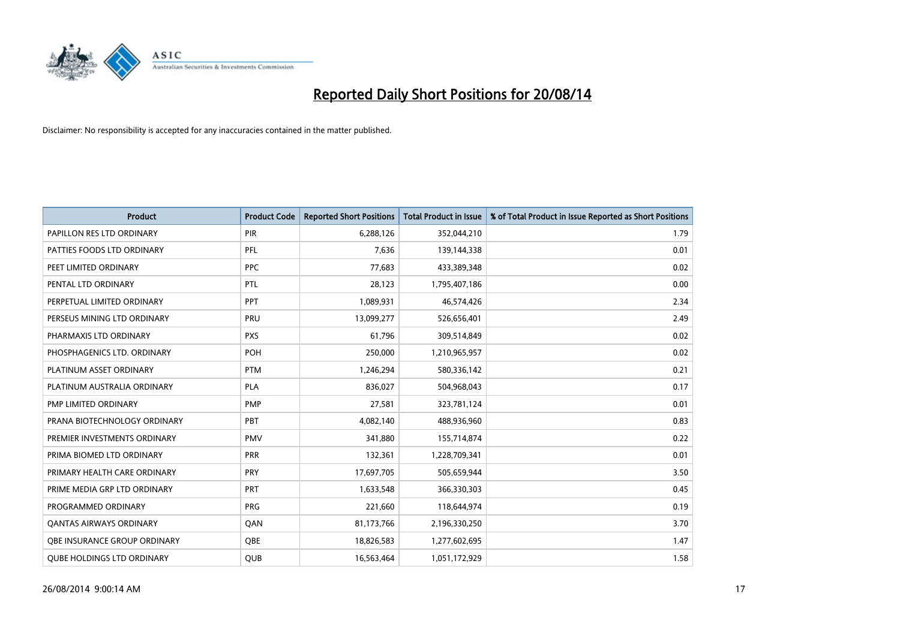# Reported Daily Short Positions for 20/08/14

Disclaimer: No responsibility is accepted for any inaccuracies contained in the matter published.

| Product | Product Code | Reported Short Positions | Total Product in Issue | % of Total Product in Issue Reported as Short Positions |
|---|---|---|---|---|
| PAPILLON RES LTD ORDINARY | PIR | 6,288,126 | 352,044,210 | 1.79 |
| PATTIES FOODS LTD ORDINARY | PFL | 7,636 | 139,144,338 | 0.01 |
| PEET LIMITED ORDINARY | PPC | 77,683 | 433,389,348 | 0.02 |
| PENTAL LTD ORDINARY | PTL | 28,123 | 1,795,407,186 | 0.00 |
| PERPETUAL LIMITED ORDINARY | PPT | 1,089,931 | 46,574,426 | 2.34 |
| PERSEUS MINING LTD ORDINARY | PRU | 13,099,277 | 526,656,401 | 2.49 |
| PHARMAXIS LTD ORDINARY | PXS | 61,796 | 309,514,849 | 0.02 |
| PHOSPHAGENICS LTD. ORDINARY | POH | 250,000 | 1,210,965,957 | 0.02 |
| PLATINUM ASSET ORDINARY | PTM | 1,246,294 | 580,336,142 | 0.21 |
| PLATINUM AUSTRALIA ORDINARY | PLA | 836,027 | 504,968,043 | 0.17 |
| PMP LIMITED ORDINARY | PMP | 27,581 | 323,781,124 | 0.01 |
| PRANA BIOTECHNOLOGY ORDINARY | PBT | 4,082,140 | 488,936,960 | 0.83 |
| PREMIER INVESTMENTS ORDINARY | PMV | 341,880 | 155,714,874 | 0.22 |
| PRIMA BIOMED LTD ORDINARY | PRR | 132,361 | 1,228,709,341 | 0.01 |
| PRIMARY HEALTH CARE ORDINARY | PRY | 17,697,705 | 505,659,944 | 3.50 |
| PRIME MEDIA GRP LTD ORDINARY | PRT | 1,633,548 | 366,330,303 | 0.45 |
| PROGRAMMED ORDINARY | PRG | 221,660 | 118,644,974 | 0.19 |
| QANTAS AIRWAYS ORDINARY | QAN | 81,173,766 | 2,196,330,250 | 3.70 |
| QBE INSURANCE GROUP ORDINARY | QBE | 18,826,583 | 1,277,602,695 | 1.47 |
| QUBE HOLDINGS LTD ORDINARY | QUB | 16,563,464 | 1,051,172,929 | 1.58 |

26/08/2014 9:00:14 AM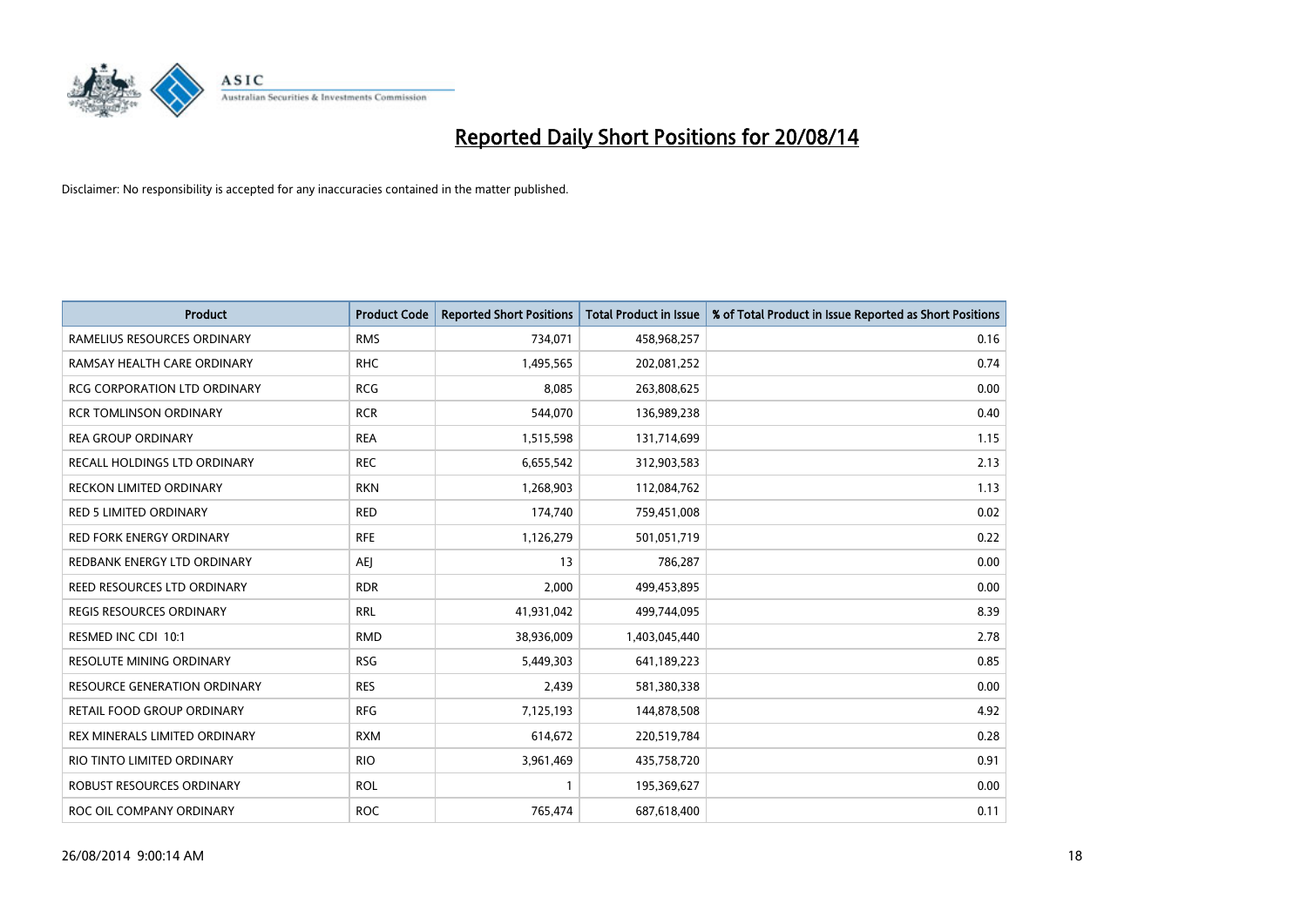# Reported Daily Short Positions for 20/08/14

Disclaimer: No responsibility is accepted for any inaccuracies contained in the matter published.

| Product | Product Code | Reported Short Positions | Total Product in Issue | % of Total Product in Issue Reported as Short Positions |
|---|---|---|---|---|
| RAMELIUS RESOURCES ORDINARY | RMS | 734,071 | 458,968,257 | 0.16 |
| RAMSAY HEALTH CARE ORDINARY | RHC | 1,495,565 | 202,081,252 | 0.74 |
| RCG CORPORATION LTD ORDINARY | RCG | 8,085 | 263,808,625 | 0.00 |
| RCR TOMLINSON ORDINARY | RCR | 544,070 | 136,989,238 | 0.40 |
| REA GROUP ORDINARY | REA | 1,515,598 | 131,714,699 | 1.15 |
| RECALL HOLDINGS LTD ORDINARY | REC | 6,655,542 | 312,903,583 | 2.13 |
| RECKON LIMITED ORDINARY | RKN | 1,268,903 | 112,084,762 | 1.13 |
| RED 5 LIMITED ORDINARY | RED | 174,740 | 759,451,008 | 0.02 |
| RED FORK ENERGY ORDINARY | RFE | 1,126,279 | 501,051,719 | 0.22 |
| REDBANK ENERGY LTD ORDINARY | AEJ | 13 | 786,287 | 0.00 |
| REED RESOURCES LTD ORDINARY | RDR | 2,000 | 499,453,895 | 0.00 |
| REGIS RESOURCES ORDINARY | RRL | 41,931,042 | 499,744,095 | 8.39 |
| RESMED INC CDI 10:1 | RMD | 38,936,009 | 1,403,045,440 | 2.78 |
| RESOLUTE MINING ORDINARY | RSG | 5,449,303 | 641,189,223 | 0.85 |
| RESOURCE GENERATION ORDINARY | RES | 2,439 | 581,380,338 | 0.00 |
| RETAIL FOOD GROUP ORDINARY | RFG | 7,125,193 | 144,878,508 | 4.92 |
| REX MINERALS LIMITED ORDINARY | RXM | 614,672 | 220,519,784 | 0.28 |
| RIO TINTO LIMITED ORDINARY | RIO | 3,961,469 | 435,758,720 | 0.91 |
| ROBUST RESOURCES ORDINARY | ROL | 1 | 195,369,627 | 0.00 |
| ROC OIL COMPANY ORDINARY | ROC | 765,474 | 687,618,400 | 0.11 |

26/08/2014 9:00:14 AM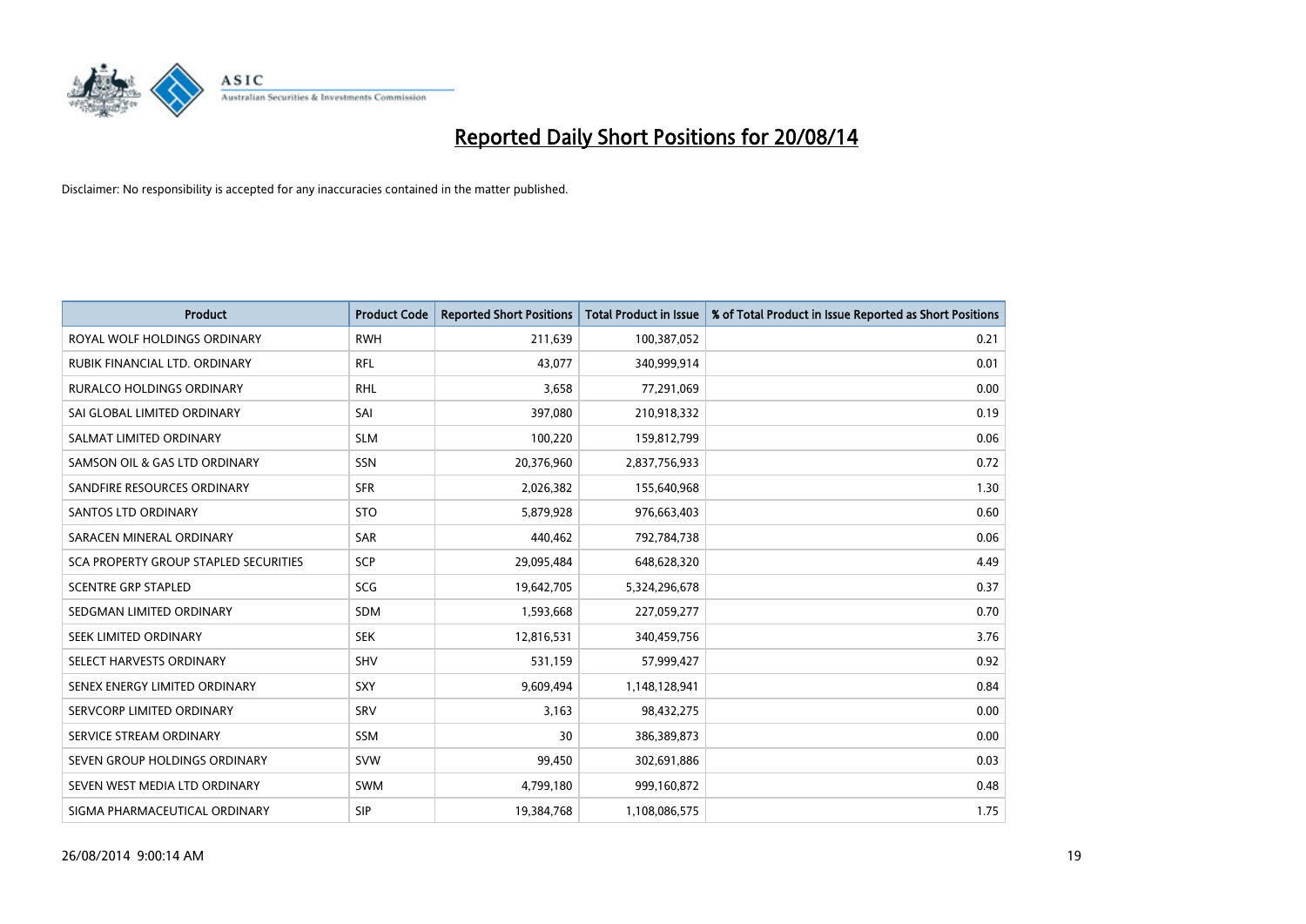# Reported Daily Short Positions for 20/08/14

Disclaimer: No responsibility is accepted for any inaccuracies contained in the matter published.

| Product | Product Code | Reported Short Positions | Total Product in Issue | % of Total Product in Issue Reported as Short Positions |
|---|---|---|---|---|
| ROYAL WOLF HOLDINGS ORDINARY | RWH | 211,639 | 100,387,052 | 0.21 |
| RUBIK FINANCIAL LTD. ORDINARY | RFL | 43,077 | 340,999,914 | 0.01 |
| RURALCO HOLDINGS ORDINARY | RHL | 3,658 | 77,291,069 | 0.00 |
| SAI GLOBAL LIMITED ORDINARY | SAI | 397,080 | 210,918,332 | 0.19 |
| SALMAT LIMITED ORDINARY | SLM | 100,220 | 159,812,799 | 0.06 |
| SAMSON OIL & GAS LTD ORDINARY | SSN | 20,376,960 | 2,837,756,933 | 0.72 |
| SANDFIRE RESOURCES ORDINARY | SFR | 2,026,382 | 155,640,968 | 1.30 |
| SANTOS LTD ORDINARY | STO | 5,879,928 | 976,663,403 | 0.60 |
| SARACEN MINERAL ORDINARY | SAR | 440,462 | 792,784,738 | 0.06 |
| SCA PROPERTY GROUP STAPLED SECURITIES | SCP | 29,095,484 | 648,628,320 | 4.49 |
| SCENTRE GRP STAPLED | SCG | 19,642,705 | 5,324,296,678 | 0.37 |
| SEDGMAN LIMITED ORDINARY | SDM | 1,593,668 | 227,059,277 | 0.70 |
| SEEK LIMITED ORDINARY | SEK | 12,816,531 | 340,459,756 | 3.76 |
| SELECT HARVESTS ORDINARY | SHV | 531,159 | 57,999,427 | 0.92 |
| SENEX ENERGY LIMITED ORDINARY | SXY | 9,609,494 | 1,148,128,941 | 0.84 |
| SERVCORP LIMITED ORDINARY | SRV | 3,163 | 98,432,275 | 0.00 |
| SERVICE STREAM ORDINARY | SSM | 30 | 386,389,873 | 0.00 |
| SEVEN GROUP HOLDINGS ORDINARY | SVW | 99,450 | 302,691,886 | 0.03 |
| SEVEN WEST MEDIA LTD ORDINARY | SWM | 4,799,180 | 999,160,872 | 0.48 |
| SIGMA PHARMACEUTICAL ORDINARY | SIP | 19,384,768 | 1,108,086,575 | 1.75 |

26/08/2014 9:00:14 AM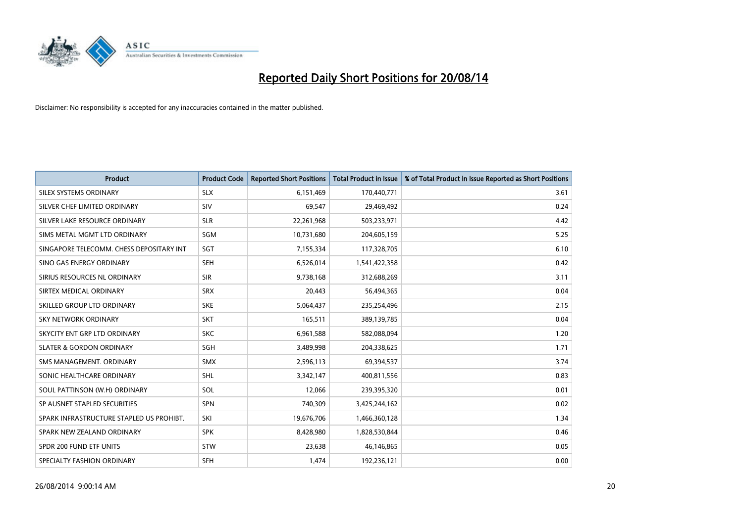# Reported Daily Short Positions for 20/08/14

Disclaimer: No responsibility is accepted for any inaccuracies contained in the matter published.

| Product | Product Code | Reported Short Positions | Total Product in Issue | % of Total Product in Issue Reported as Short Positions |
|---|---|---|---|---|
| SILEX SYSTEMS ORDINARY | SLX | 6,151,469 | 170,440,771 | 3.61 |
| SILVER CHEF LIMITED ORDINARY | SIV | 69,547 | 29,469,492 | 0.24 |
| SILVER LAKE RESOURCE ORDINARY | SLR | 22,261,968 | 503,233,971 | 4.42 |
| SIMS METAL MGMT LTD ORDINARY | SGM | 10,731,680 | 204,605,159 | 5.25 |
| SINGAPORE TELECOMM. CHESS DEPOSITARY INT | SGT | 7,155,334 | 117,328,705 | 6.10 |
| SINO GAS ENERGY ORDINARY | SEH | 6,526,014 | 1,541,422,358 | 0.42 |
| SIRIUS RESOURCES NL ORDINARY | SIR | 9,738,168 | 312,688,269 | 3.11 |
| SIRTEX MEDICAL ORDINARY | SRX | 20,443 | 56,494,365 | 0.04 |
| SKILLED GROUP LTD ORDINARY | SKE | 5,064,437 | 235,254,496 | 2.15 |
| SKY NETWORK ORDINARY | SKT | 165,511 | 389,139,785 | 0.04 |
| SKYCITY ENT GRP LTD ORDINARY | SKC | 6,961,588 | 582,088,094 | 1.20 |
| SLATER & GORDON ORDINARY | SGH | 3,489,998 | 204,338,625 | 1.71 |
| SMS MANAGEMENT. ORDINARY | SMX | 2,596,113 | 69,394,537 | 3.74 |
| SONIC HEALTHCARE ORDINARY | SHL | 3,342,147 | 400,811,556 | 0.83 |
| SOUL PATTINSON (W.H) ORDINARY | SOL | 12,066 | 239,395,320 | 0.01 |
| SP AUSNET STAPLED SECURITIES | SPN | 740,309 | 3,425,244,162 | 0.02 |
| SPARK INFRASTRUCTURE STAPLED US PROHIBT. | SKI | 19,676,706 | 1,466,360,128 | 1.34 |
| SPARK NEW ZEALAND ORDINARY | SPK | 8,428,980 | 1,828,530,844 | 0.46 |
| SPDR 200 FUND ETF UNITS | STW | 23,638 | 46,146,865 | 0.05 |
| SPECIALTY FASHION ORDINARY | SFH | 1,474 | 192,236,121 | 0.00 |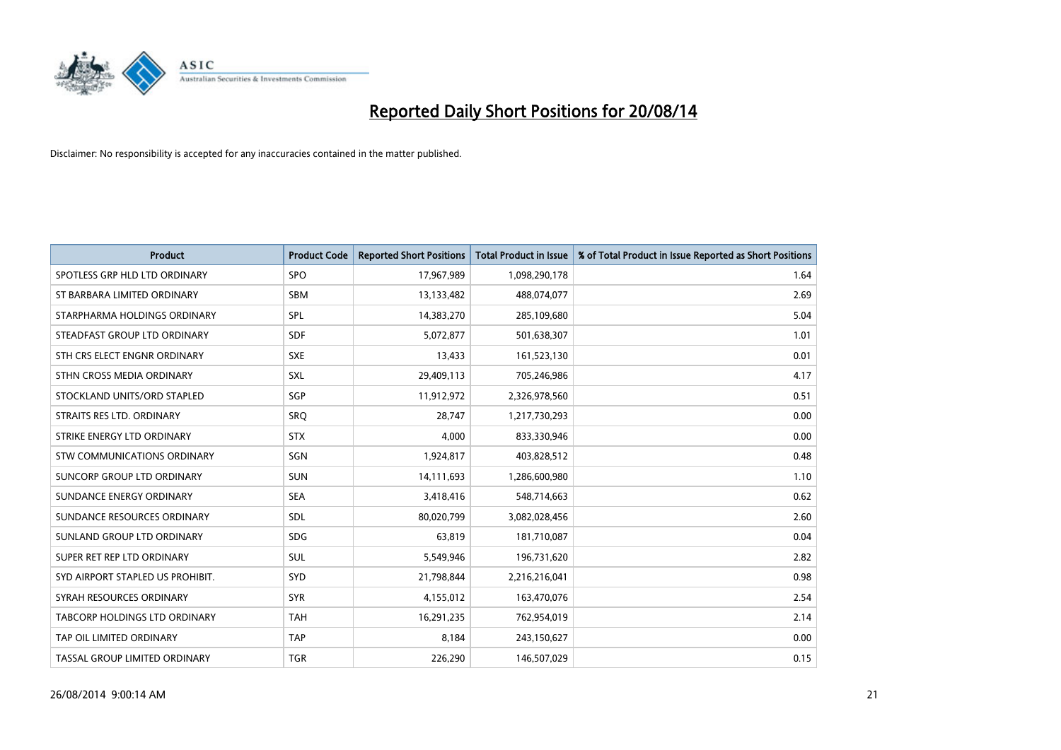# Reported Daily Short Positions for 20/08/14

Disclaimer: No responsibility is accepted for any inaccuracies contained in the matter published.

| Product | Product Code | Reported Short Positions | Total Product in Issue | % of Total Product in Issue Reported as Short Positions |
|---|---|---|---|---|
| SPOTLESS GRP HLD LTD ORDINARY | SPO | 17,967,989 | 1,098,290,178 | 1.64 |
| ST BARBARA LIMITED ORDINARY | SBM | 13,133,482 | 488,074,077 | 2.69 |
| STARPHARMA HOLDINGS ORDINARY | SPL | 14,383,270 | 285,109,680 | 5.04 |
| STEADFAST GROUP LTD ORDINARY | SDF | 5,072,877 | 501,638,307 | 1.01 |
| STH CRS ELECT ENGNR ORDINARY | SXE | 13,433 | 161,523,130 | 0.01 |
| STHN CROSS MEDIA ORDINARY | SXL | 29,409,113 | 705,246,986 | 4.17 |
| STOCKLAND UNITS/ORD STAPLED | SGP | 11,912,972 | 2,326,978,560 | 0.51 |
| STRAITS RES LTD. ORDINARY | SRQ | 28,747 | 1,217,730,293 | 0.00 |
| STRIKE ENERGY LTD ORDINARY | STX | 4,000 | 833,330,946 | 0.00 |
| STW COMMUNICATIONS ORDINARY | SGN | 1,924,817 | 403,828,512 | 0.48 |
| SUNCORP GROUP LTD ORDINARY | SUN | 14,111,693 | 1,286,600,980 | 1.10 |
| SUNDANCE ENERGY ORDINARY | SEA | 3,418,416 | 548,714,663 | 0.62 |
| SUNDANCE RESOURCES ORDINARY | SDL | 80,020,799 | 3,082,028,456 | 2.60 |
| SUNLAND GROUP LTD ORDINARY | SDG | 63,819 | 181,710,087 | 0.04 |
| SUPER RET REP LTD ORDINARY | SUL | 5,549,946 | 196,731,620 | 2.82 |
| SYD AIRPORT STAPLED US PROHIBIT. | SYD | 21,798,844 | 2,216,216,041 | 0.98 |
| SYRAH RESOURCES ORDINARY | SYR | 4,155,012 | 163,470,076 | 2.54 |
| TABCORP HOLDINGS LTD ORDINARY | TAH | 16,291,235 | 762,954,019 | 2.14 |
| TAP OIL LIMITED ORDINARY | TAP | 8,184 | 243,150,627 | 0.00 |
| TASSAL GROUP LIMITED ORDINARY | TGR | 226,290 | 146,507,029 | 0.15 |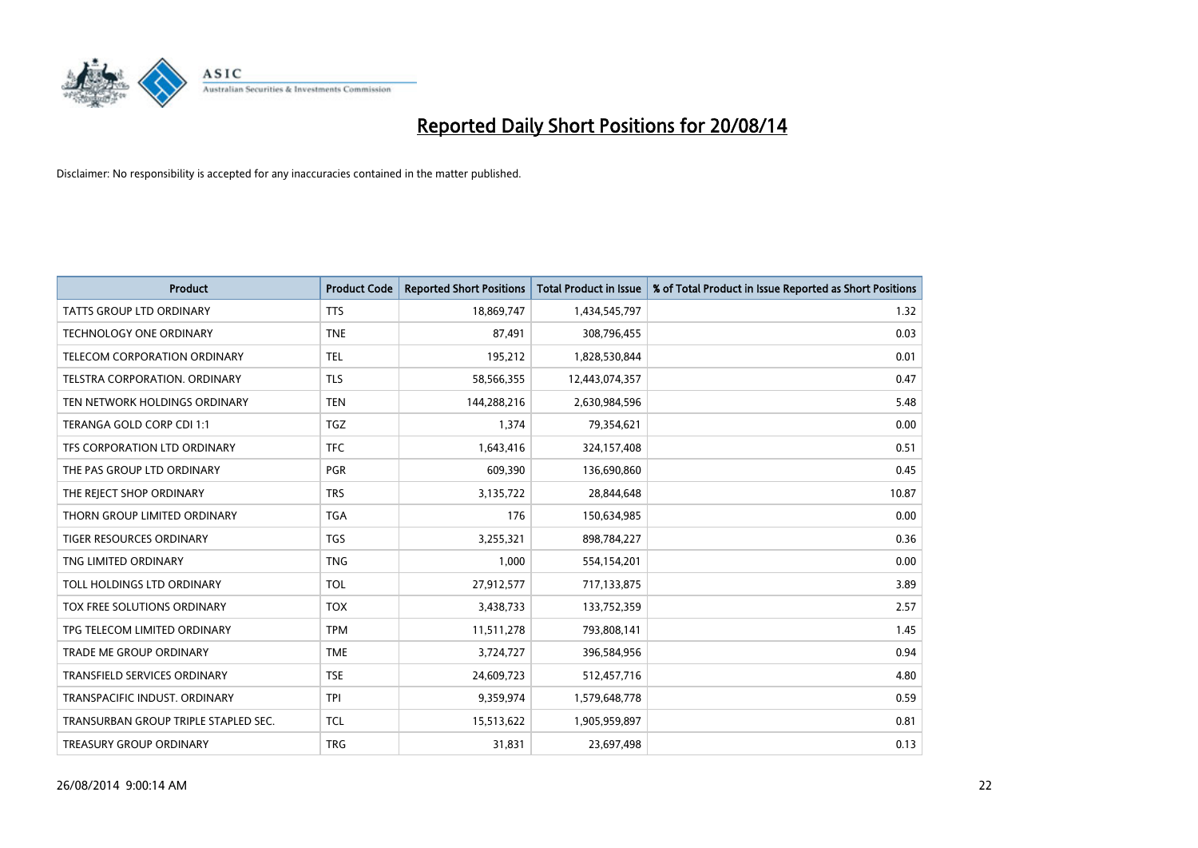# Reported Daily Short Positions for 20/08/14

Disclaimer: No responsibility is accepted for any inaccuracies contained in the matter published.

| Product | Product Code | Reported Short Positions | Total Product in Issue | % of Total Product in Issue Reported as Short Positions |
|---|---|---|---|---|
| TATTS GROUP LTD ORDINARY | TTS | 18,869,747 | 1,434,545,797 | 1.32 |
| TECHNOLOGY ONE ORDINARY | TNE | 87,491 | 308,796,455 | 0.03 |
| TELECOM CORPORATION ORDINARY | TEL | 195,212 | 1,828,530,844 | 0.01 |
| TELSTRA CORPORATION. ORDINARY | TLS | 58,566,355 | 12,443,074,357 | 0.47 |
| TEN NETWORK HOLDINGS ORDINARY | TEN | 144,288,216 | 2,630,984,596 | 5.48 |
| TERANGA GOLD CORP CDI 1:1 | TGZ | 1,374 | 79,354,621 | 0.00 |
| TFS CORPORATION LTD ORDINARY | TFC | 1,643,416 | 324,157,408 | 0.51 |
| THE PAS GROUP LTD ORDINARY | PGR | 609,390 | 136,690,860 | 0.45 |
| THE REJECT SHOP ORDINARY | TRS | 3,135,722 | 28,844,648 | 10.87 |
| THORN GROUP LIMITED ORDINARY | TGA | 176 | 150,634,985 | 0.00 |
| TIGER RESOURCES ORDINARY | TGS | 3,255,321 | 898,784,227 | 0.36 |
| TNG LIMITED ORDINARY | TNG | 1,000 | 554,154,201 | 0.00 |
| TOLL HOLDINGS LTD ORDINARY | TOL | 27,912,577 | 717,133,875 | 3.89 |
| TOX FREE SOLUTIONS ORDINARY | TOX | 3,438,733 | 133,752,359 | 2.57 |
| TPG TELECOM LIMITED ORDINARY | TPM | 11,511,278 | 793,808,141 | 1.45 |
| TRADE ME GROUP ORDINARY | TME | 3,724,727 | 396,584,956 | 0.94 |
| TRANSFIELD SERVICES ORDINARY | TSE | 24,609,723 | 512,457,716 | 4.80 |
| TRANSPACIFIC INDUST. ORDINARY | TPI | 9,359,974 | 1,579,648,778 | 0.59 |
| TRANSURBAN GROUP TRIPLE STAPLED SEC. | TCL | 15,513,622 | 1,905,959,897 | 0.81 |
| TREASURY GROUP ORDINARY | TRG | 31,831 | 23,697,498 | 0.13 |

26/08/2014 9:00:14 AM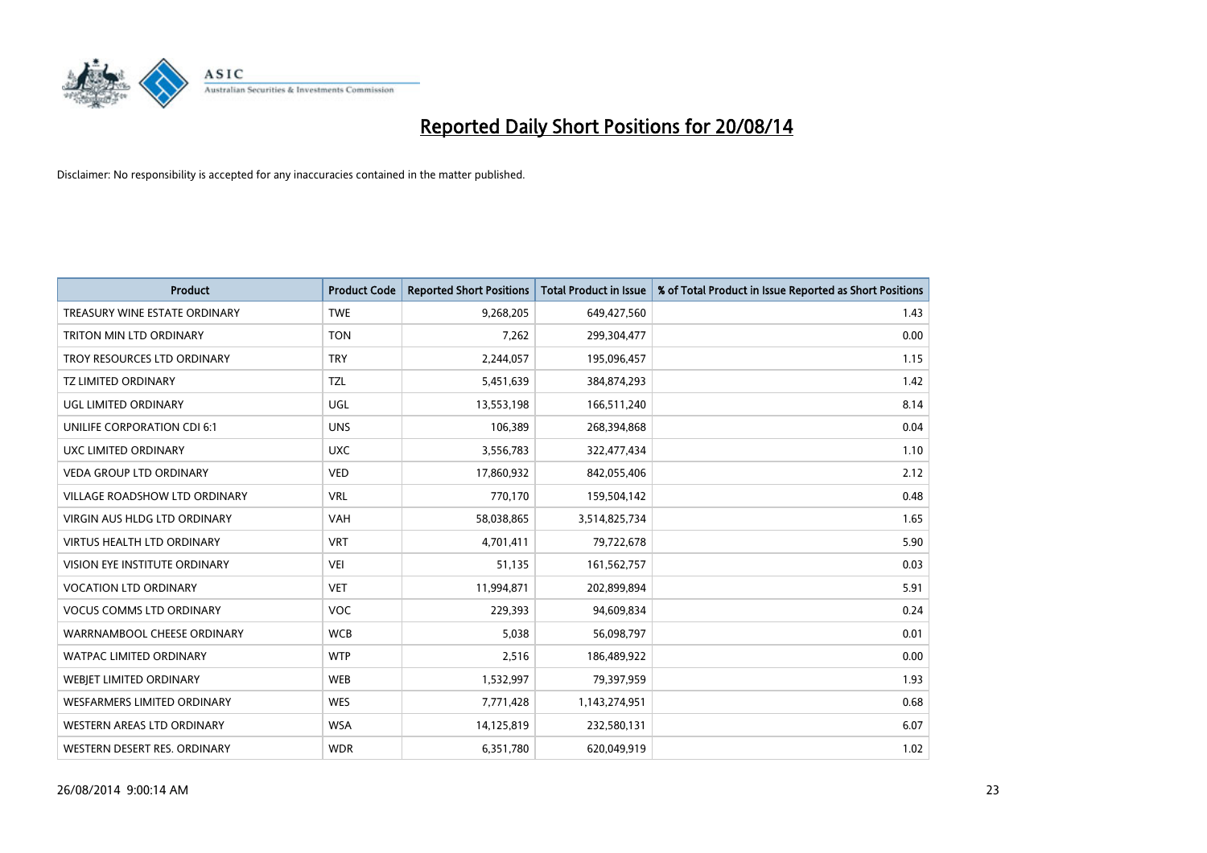# Reported Daily Short Positions for 20/08/14

Disclaimer: No responsibility is accepted for any inaccuracies contained in the matter published.

| Product | Product Code | Reported Short Positions | Total Product in Issue | % of Total Product in Issue Reported as Short Positions |
|---|---|---|---|---|
| TREASURY WINE ESTATE ORDINARY | TWE | 9,268,205 | 649,427,560 | 1.43 |
| TRITON MIN LTD ORDINARY | TON | 7,262 | 299,304,477 | 0.00 |
| TROY RESOURCES LTD ORDINARY | TRY | 2,244,057 | 195,096,457 | 1.15 |
| TZ LIMITED ORDINARY | TZL | 5,451,639 | 384,874,293 | 1.42 |
| UGL LIMITED ORDINARY | UGL | 13,553,198 | 166,511,240 | 8.14 |
| UNILIFE CORPORATION CDI 6:1 | UNS | 106,389 | 268,394,868 | 0.04 |
| UXC LIMITED ORDINARY | UXC | 3,556,783 | 322,477,434 | 1.10 |
| VEDA GROUP LTD ORDINARY | VED | 17,860,932 | 842,055,406 | 2.12 |
| VILLAGE ROADSHOW LTD ORDINARY | VRL | 770,170 | 159,504,142 | 0.48 |
| VIRGIN AUS HLDG LTD ORDINARY | VAH | 58,038,865 | 3,514,825,734 | 1.65 |
| VIRTUS HEALTH LTD ORDINARY | VRT | 4,701,411 | 79,722,678 | 5.90 |
| VISION EYE INSTITUTE ORDINARY | VEI | 51,135 | 161,562,757 | 0.03 |
| VOCATION LTD ORDINARY | VET | 11,994,871 | 202,899,894 | 5.91 |
| VOCUS COMMS LTD ORDINARY | VOC | 229,393 | 94,609,834 | 0.24 |
| WARRNAMBOOL CHEESE ORDINARY | WCB | 5,038 | 56,098,797 | 0.01 |
| WATPAC LIMITED ORDINARY | WTP | 2,516 | 186,489,922 | 0.00 |
| WEBJET LIMITED ORDINARY | WEB | 1,532,997 | 79,397,959 | 1.93 |
| WESFARMERS LIMITED ORDINARY | WES | 7,771,428 | 1,143,274,951 | 0.68 |
| WESTERN AREAS LTD ORDINARY | WSA | 14,125,819 | 232,580,131 | 6.07 |
| WESTERN DESERT RES. ORDINARY | WDR | 6,351,780 | 620,049,919 | 1.02 |

26/08/2014 9:00:14 AM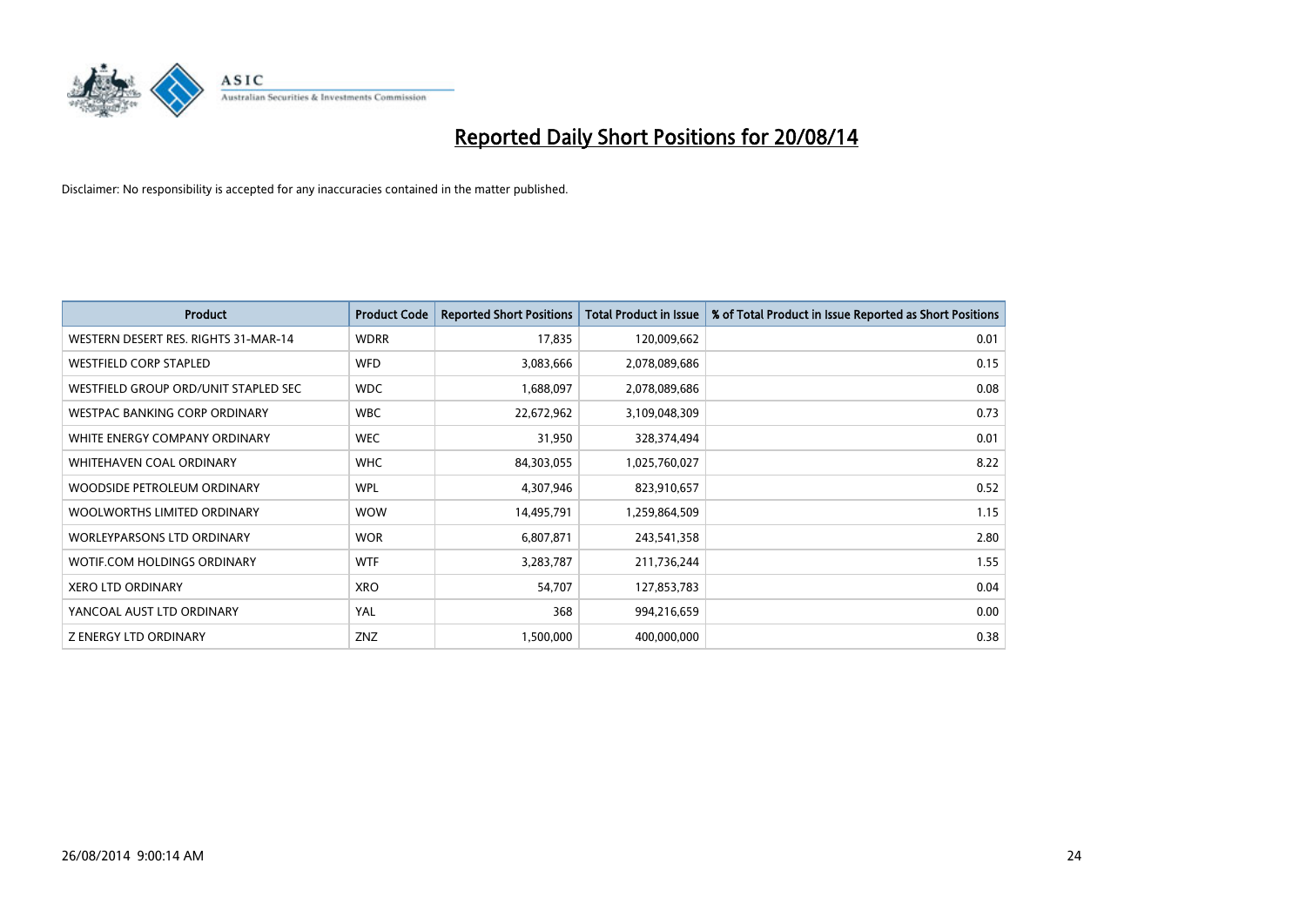# Reported Daily Short Positions for 20/08/14

Disclaimer: No responsibility is accepted for any inaccuracies contained in the matter published.

| Product | Product Code | Reported Short Positions | Total Product in Issue | % of Total Product in Issue Reported as Short Positions |
|---|---|---|---|---|
| WESTERN DESERT RES. RIGHTS 31-MAR-14 | WDRR | 17,835 | 120,009,662 | 0.01 |
| WESTFIELD CORP STAPLED | WFD | 3,083,666 | 2,078,089,686 | 0.15 |
| WESTFIELD GROUP ORD/UNIT STAPLED SEC | WDC | 1,688,097 | 2,078,089,686 | 0.08 |
| WESTPAC BANKING CORP ORDINARY | WBC | 22,672,962 | 3,109,048,309 | 0.73 |
| WHITE ENERGY COMPANY ORDINARY | WEC | 31,950 | 328,374,494 | 0.01 |
| WHITEHAVEN COAL ORDINARY | WHC | 84,303,055 | 1,025,760,027 | 8.22 |
| WOODSIDE PETROLEUM ORDINARY | WPL | 4,307,946 | 823,910,657 | 0.52 |
| WOOLWORTHS LIMITED ORDINARY | WOW | 14,495,791 | 1,259,864,509 | 1.15 |
| WORLEYPARSONS LTD ORDINARY | WOR | 6,807,871 | 243,541,358 | 2.80 |
| WOTIF.COM HOLDINGS ORDINARY | WTF | 3,283,787 | 211,736,244 | 1.55 |
| XERO LTD ORDINARY | XRO | 54,707 | 127,853,783 | 0.04 |
| YANCOAL AUST LTD ORDINARY | YAL | 368 | 994,216,659 | 0.00 |
| Z ENERGY LTD ORDINARY | ZNZ | 1,500,000 | 400,000,000 | 0.38 |

26/08/2014 9:00:14 AM